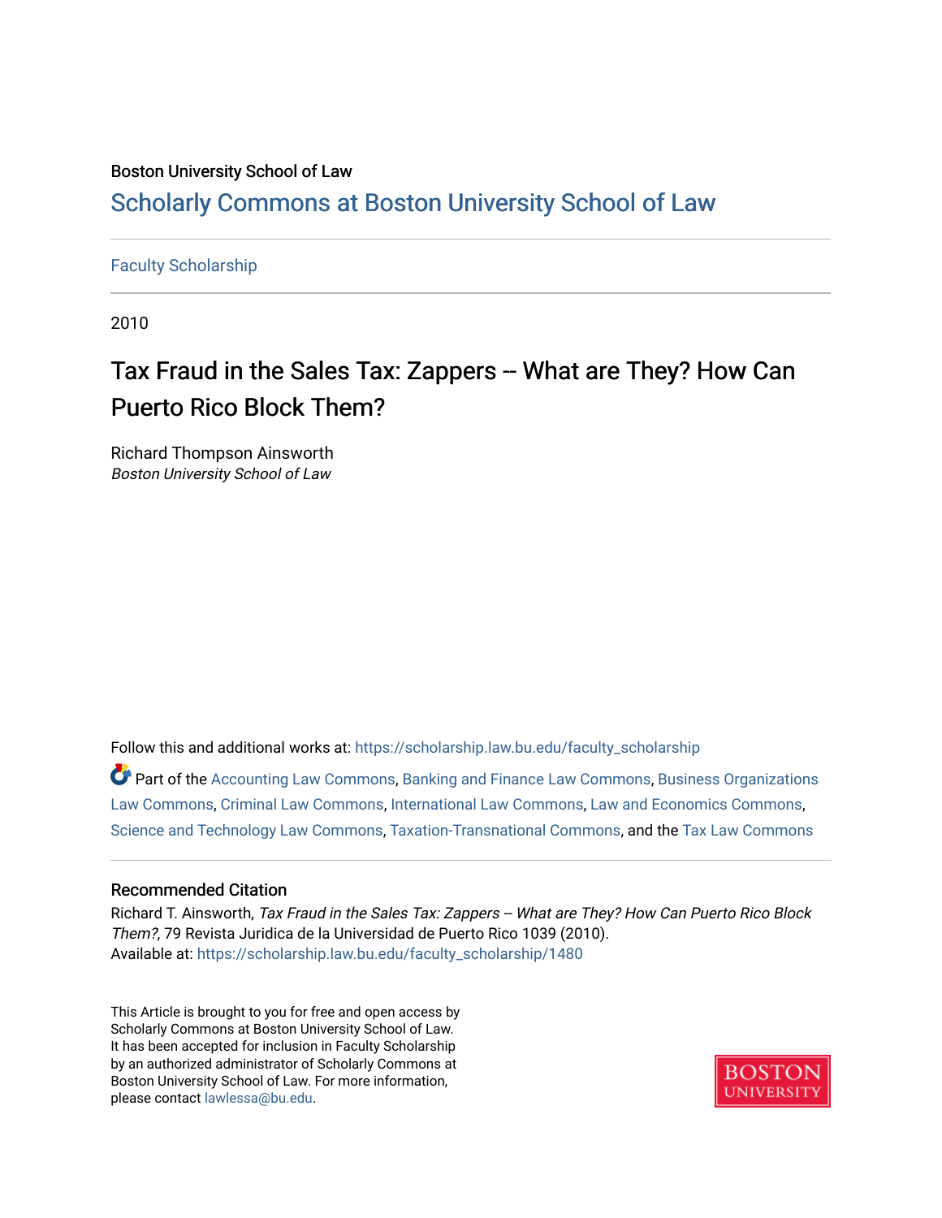Boston University School of Law

## Scholarly Commons at Boston University School of Law

Faculty Scholarship

2010

# Tax Fraud in the Sales Tax: Zappers -- What are They? How Can Puerto Rico Block Them?

Richard Thompson Ainsworth
*Boston University School of Law*

Follow this and additional works at: https://scholarship.law.bu.edu/faculty_scholarship

Part of the Accounting Law Commons, Banking and Finance Law Commons, Business Organizations Law Commons, Criminal Law Commons, International Law Commons, Law and Economics Commons, Science and Technology Law Commons, Taxation-Transnational Commons, and the Tax Law Commons

### Recommended Citation

Richard T. Ainsworth, *Tax Fraud in the Sales Tax: Zappers -- What are They? How Can Puerto Rico Block Them?*, 79 Revista Juridica de la Universidad de Puerto Rico 1039 (2010).
Available at: https://scholarship.law.bu.edu/faculty_scholarship/1480

This Article is brought to you for free and open access by Scholarly Commons at Boston University School of Law. It has been accepted for inclusion in Faculty Scholarship by an authorized administrator of Scholarly Commons at Boston University School of Law. For more information, please contact lawlessa@bu.edu.

BOSTON UNIVERSITY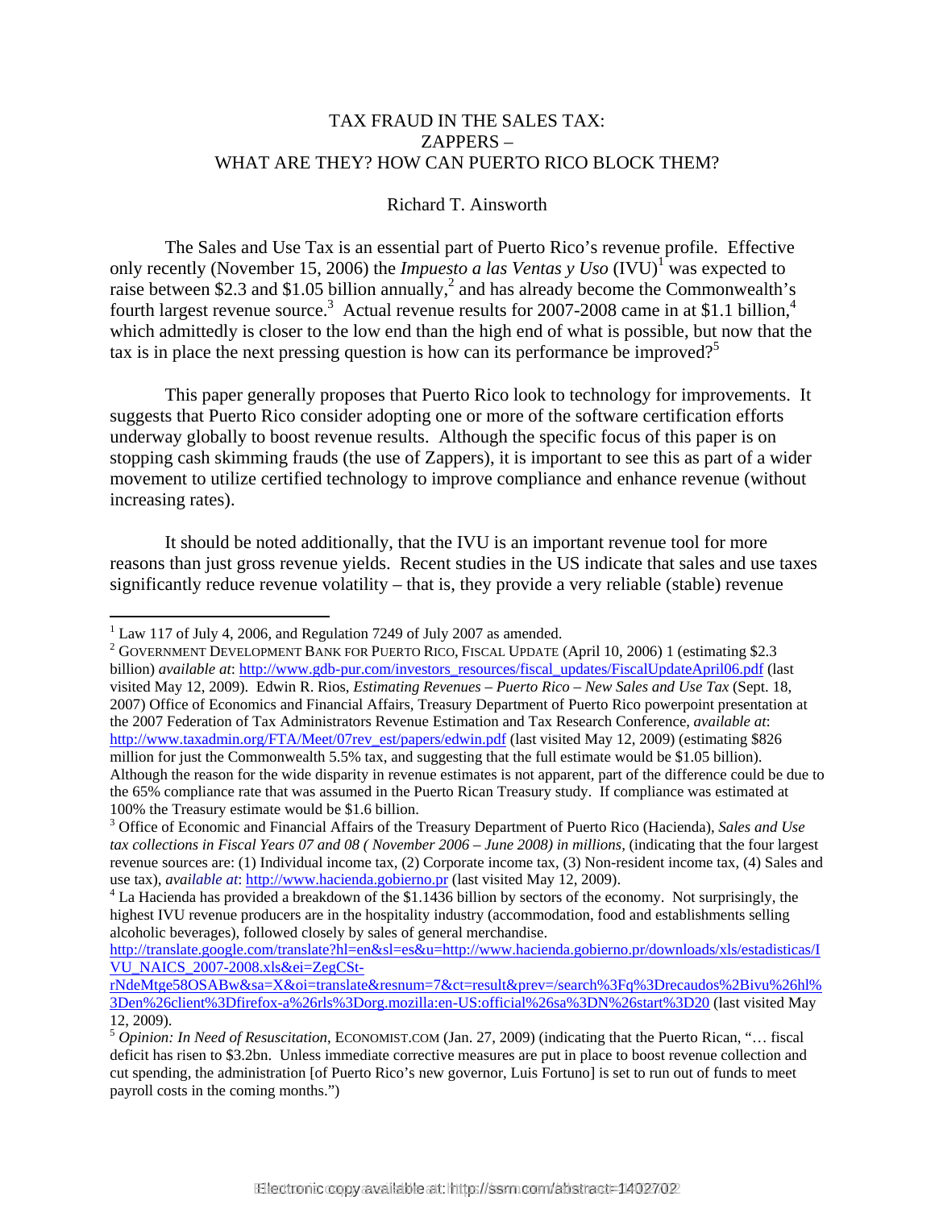TAX FRAUD IN THE SALES TAX:
ZAPPERS –
WHAT ARE THEY? HOW CAN PUERTO RICO BLOCK THEM?

Richard T. Ainsworth

The Sales and Use Tax is an essential part of Puerto Rico's revenue profile. Effective only recently (November 15, 2006) the *Impuesto a las Ventas y Uso* (IVU)[1] was expected to raise between $2.3 and $1.05 billion annually,[2] and has already become the Commonwealth's fourth largest revenue source.[3] Actual revenue results for 2007-2008 came in at $1.1 billion,[4] which admittedly is closer to the low end than the high end of what is possible, but now that the tax is in place the next pressing question is how can its performance be improved?[5]

This paper generally proposes that Puerto Rico look to technology for improvements. It suggests that Puerto Rico consider adopting one or more of the software certification efforts underway globally to boost revenue results. Although the specific focus of this paper is on stopping cash skimming frauds (the use of Zappers), it is important to see this as part of a wider movement to utilize certified technology to improve compliance and enhance revenue (without increasing rates).

It should be noted additionally, that the IVU is an important revenue tool for more reasons than just gross revenue yields. Recent studies in the US indicate that sales and use taxes significantly reduce revenue volatility – that is, they provide a very reliable (stable) revenue

---

[1] Law 117 of July 4, 2006, and Regulation 7249 of July 2007 as amended.

[2] GOVERNMENT DEVELOPMENT BANK FOR PUERTO RICO, FISCAL UPDATE (April 10, 2006) 1 (estimating $2.3 billion) *available at*: http://www.gdb-pur.com/investors_resources/fiscal_updates/FiscalUpdateApril06.pdf (last visited May 12, 2009). Edwin R. Rios, *Estimating Revenues – Puerto Rico – New Sales and Use Tax* (Sept. 18, 2007) Office of Economics and Financial Affairs, Treasury Department of Puerto Rico powerpoint presentation at the 2007 Federation of Tax Administrators Revenue Estimation and Tax Research Conference, *available at*: http://www.taxadmin.org/FTA/Meet/07rev_est/papers/edwin.pdf (last visited May 12, 2009) (estimating $826 million for just the Commonwealth 5.5% tax, and suggesting that the full estimate would be $1.05 billion). Although the reason for the wide disparity in revenue estimates is not apparent, part of the difference could be due to the 65% compliance rate that was assumed in the Puerto Rican Treasury study. If compliance was estimated at 100% the Treasury estimate would be $1.6 billion.

[3] Office of Economic and Financial Affairs of the Treasury Department of Puerto Rico (Hacienda), *Sales and Use tax collections in Fiscal Years 07 and 08 ( November 2006 – June 2008) in millions*, (indicating that the four largest revenue sources are: (1) Individual income tax, (2) Corporate income tax, (3) Non-resident income tax, (4) Sales and use tax), *available at*: http://www.hacienda.gobierno.pr (last visited May 12, 2009).

[4] La Hacienda has provided a breakdown of the $1.1436 billion by sectors of the economy. Not surprisingly, the highest IVU revenue producers are in the hospitality industry (accommodation, food and establishments selling alcoholic beverages), followed closely by sales of general merchandise. http://translate.google.com/translate?hl=en&sl=es&u=http://www.hacienda.gobierno.pr/downloads/xls/estadisticas/IVU_NAICS_2007-2008.xls&ei=ZegCSt-rNdeMtge58OSABw&sa=X&oi=translate&resnum=7&ct=result&prev=/search%3Fq%3Drecaudos%2Bivu%26hl%3Den%26client%3Dfirefox-a%26rls%3Dorg.mozilla:en-US:official%26sa%3DN%26start%3D20 (last visited May 12, 2009).

[5] *Opinion: In Need of Resuscitation*, ECONOMIST.COM (Jan. 27, 2009) (indicating that the Puerto Rican, "… fiscal deficit has risen to $3.2bn. Unless immediate corrective measures are put in place to boost revenue collection and cut spending, the administration [of Puerto Rico's new governor, Luis Fortuno] is set to run out of funds to meet payroll costs in the coming months.")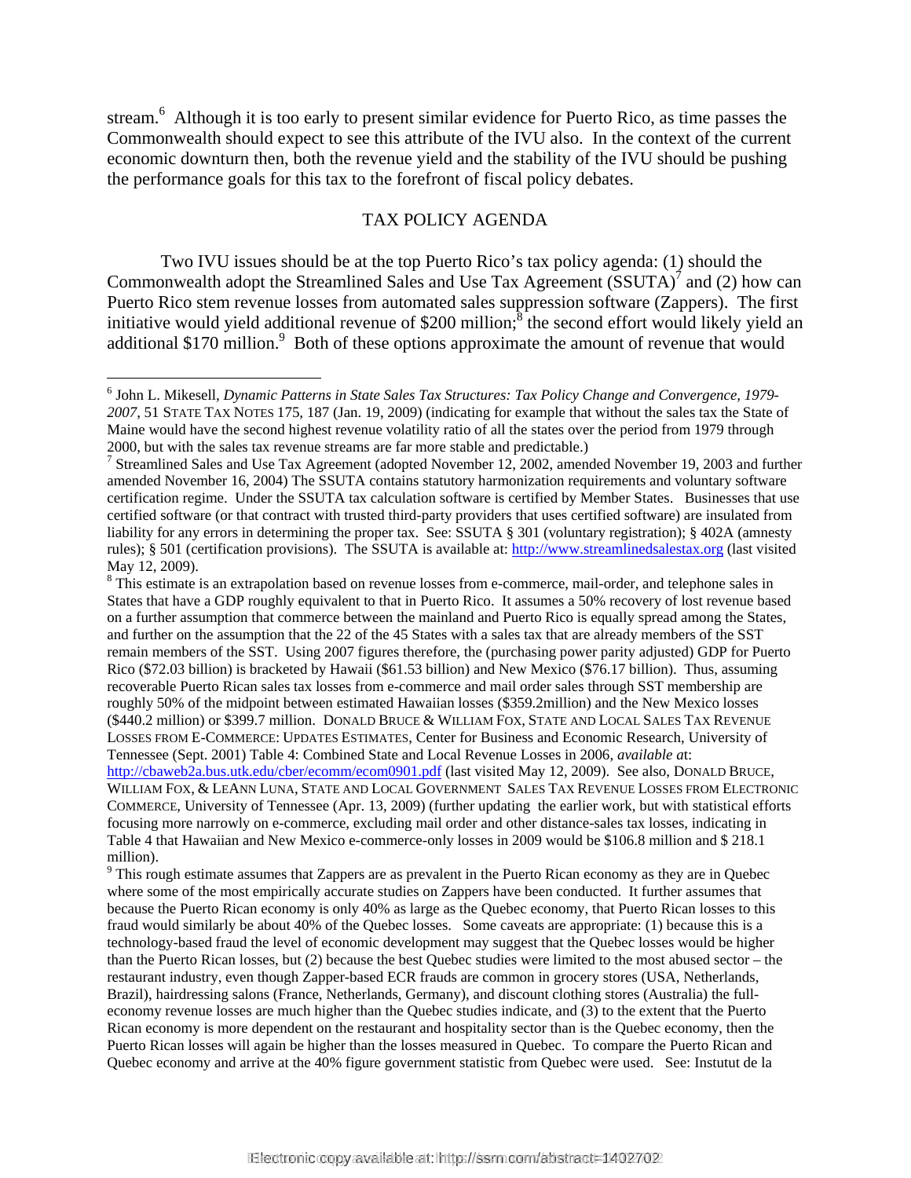stream.[6] Although it is too early to present similar evidence for Puerto Rico, as time passes the Commonwealth should expect to see this attribute of the IVU also. In the context of the current economic downturn then, both the revenue yield and the stability of the IVU should be pushing the performance goals for this tax to the forefront of fiscal policy debates.

## TAX POLICY AGENDA

Two IVU issues should be at the top Puerto Rico's tax policy agenda: (1) should the Commonwealth adopt the Streamlined Sales and Use Tax Agreement (SSUTA)[7] and (2) how can Puerto Rico stem revenue losses from automated sales suppression software (Zappers). The first initiative would yield additional revenue of $200 million;[8] the second effort would likely yield an additional $170 million.[9] Both of these options approximate the amount of revenue that would

---

[6] John L. Mikesell, *Dynamic Patterns in State Sales Tax Structures: Tax Policy Change and Convergence, 1979-2007*, 51 STATE TAX NOTES 175, 187 (Jan. 19, 2009) (indicating for example that without the sales tax the State of Maine would have the second highest revenue volatility ratio of all the states over the period from 1979 through 2000, but with the sales tax revenue streams are far more stable and predictable.)

[7] Streamlined Sales and Use Tax Agreement (adopted November 12, 2002, amended November 19, 2003 and further amended November 16, 2004) The SSUTA contains statutory harmonization requirements and voluntary software certification regime. Under the SSUTA tax calculation software is certified by Member States. Businesses that use certified software (or that contract with trusted third-party providers that uses certified software) are insulated from liability for any errors in determining the proper tax. See: SSUTA § 301 (voluntary registration); § 402A (amnesty rules); § 501 (certification provisions). The SSUTA is available at: http://www.streamlinedsalestax.org (last visited May 12, 2009).

[8] This estimate is an extrapolation based on revenue losses from e-commerce, mail-order, and telephone sales in States that have a GDP roughly equivalent to that in Puerto Rico. It assumes a 50% recovery of lost revenue based on a further assumption that commerce between the mainland and Puerto Rico is equally spread among the States, and further on the assumption that the 22 of the 45 States with a sales tax that are already members of the SST remain members of the SST. Using 2007 figures therefore, the (purchasing power parity adjusted) GDP for Puerto Rico ($72.03 billion) is bracketed by Hawaii ($61.53 billion) and New Mexico ($76.17 billion). Thus, assuming recoverable Puerto Rican sales tax losses from e-commerce and mail order sales through SST membership are roughly 50% of the midpoint between estimated Hawaiian losses ($359.2million) and the New Mexico losses ($440.2 million) or $399.7 million. DONALD BRUCE & WILLIAM FOX, STATE AND LOCAL SALES TAX REVENUE LOSSES FROM E-COMMERCE: UPDATES ESTIMATES, Center for Business and Economic Research, University of Tennessee (Sept. 2001) Table 4: Combined State and Local Revenue Losses in 2006, *available at*: http://cbaweb2a.bus.utk.edu/cber/ecomm/ecom0901.pdf (last visited May 12, 2009). See also, DONALD BRUCE, WILLIAM FOX, & LEANN LUNA, STATE AND LOCAL GOVERNMENT SALES TAX REVENUE LOSSES FROM ELECTRONIC COMMERCE, University of Tennessee (Apr. 13, 2009) (further updating the earlier work, but with statistical efforts focusing more narrowly on e-commerce, excluding mail order and other distance-sales tax losses, indicating in Table 4 that Hawaiian and New Mexico e-commerce-only losses in 2009 would be $106.8 million and $ 218.1 million).

[9] This rough estimate assumes that Zappers are as prevalent in the Puerto Rican economy as they are in Quebec where some of the most empirically accurate studies on Zappers have been conducted. It further assumes that because the Puerto Rican economy is only 40% as large as the Quebec economy, that Puerto Rican losses to this fraud would similarly be about 40% of the Quebec losses. Some caveats are appropriate: (1) because this is a technology-based fraud the level of economic development may suggest that the Quebec losses would be higher than the Puerto Rican losses, but (2) because the best Quebec studies were limited to the most abused sector – the restaurant industry, even though Zapper-based ECR frauds are common in grocery stores (USA, Netherlands, Brazil), hairdressing salons (France, Netherlands, Germany), and discount clothing stores (Australia) the full-economy revenue losses are much higher than the Quebec studies indicate, and (3) to the extent that the Puerto Rican economy is more dependent on the restaurant and hospitality sector than is the Quebec economy, then the Puerto Rican losses will again be higher than the losses measured in Quebec. To compare the Puerto Rican and Quebec economy and arrive at the 40% figure government statistic from Quebec were used. See: Instutut de la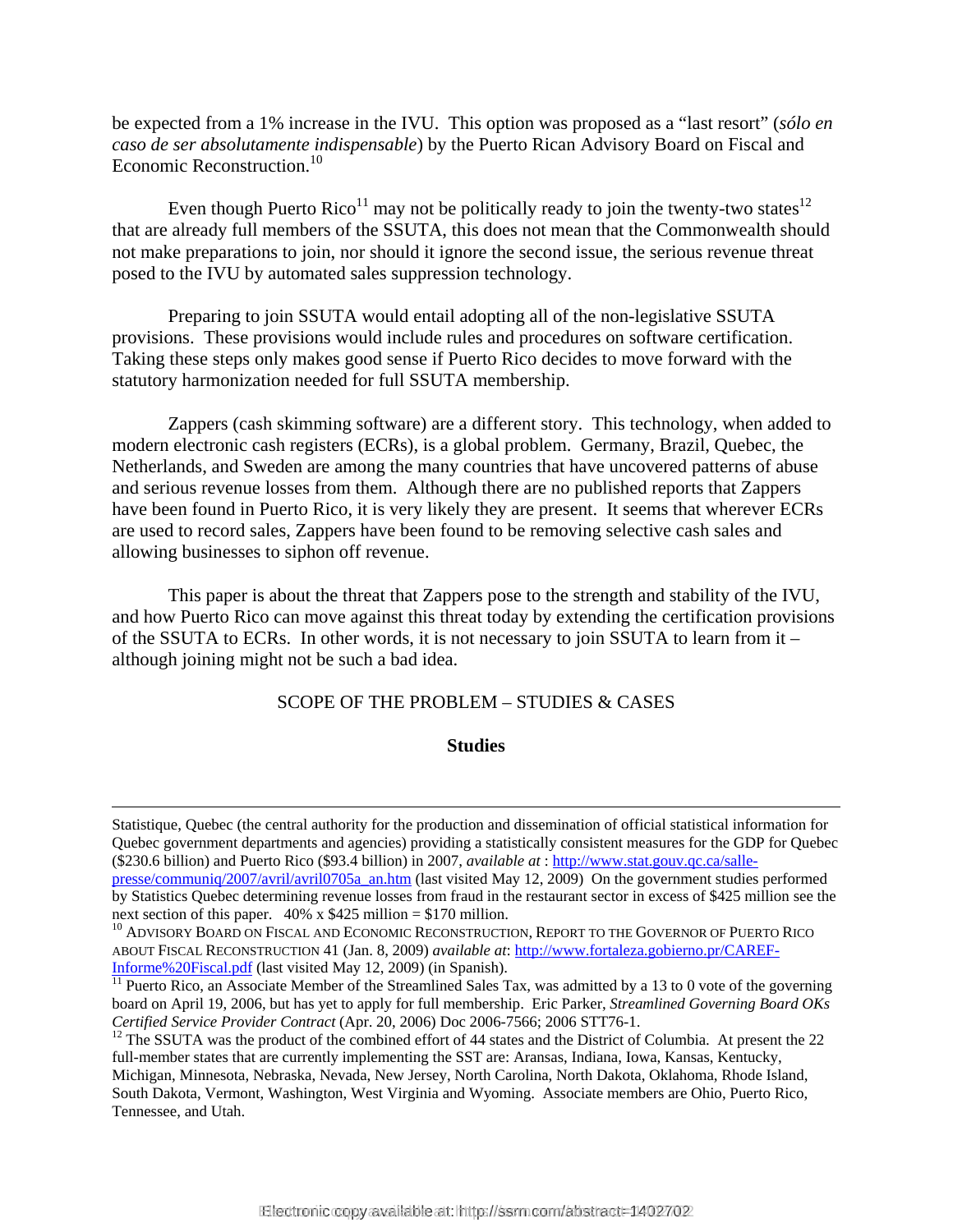be expected from a 1% increase in the IVU. This option was proposed as a "last resort" (*sólo en caso de ser absolutamente indispensable*) by the Puerto Rican Advisory Board on Fiscal and Economic Reconstruction.[10]

Even though Puerto Rico[11] may not be politically ready to join the twenty-two states[12] that are already full members of the SSUTA, this does not mean that the Commonwealth should not make preparations to join, nor should it ignore the second issue, the serious revenue threat posed to the IVU by automated sales suppression technology.

Preparing to join SSUTA would entail adopting all of the non-legislative SSUTA provisions. These provisions would include rules and procedures on software certification. Taking these steps only makes good sense if Puerto Rico decides to move forward with the statutory harmonization needed for full SSUTA membership.

Zappers (cash skimming software) are a different story. This technology, when added to modern electronic cash registers (ECRs), is a global problem. Germany, Brazil, Quebec, the Netherlands, and Sweden are among the many countries that have uncovered patterns of abuse and serious revenue losses from them. Although there are no published reports that Zappers have been found in Puerto Rico, it is very likely they are present. It seems that wherever ECRs are used to record sales, Zappers have been found to be removing selective cash sales and allowing businesses to siphon off revenue.

This paper is about the threat that Zappers pose to the strength and stability of the IVU, and how Puerto Rico can move against this threat today by extending the certification provisions of the SSUTA to ECRs. In other words, it is not necessary to join SSUTA to learn from it – although joining might not be such a bad idea.

## SCOPE OF THE PROBLEM – STUDIES & CASES

### Studies

---

Statistique, Quebec (the central authority for the production and dissemination of official statistical information for Quebec government departments and agencies) providing a statistically consistent measures for the GDP for Quebec ($230.6 billion) and Puerto Rico ($93.4 billion) in 2007, *available at* : http://www.stat.gouv.qc.ca/salle-presse/communiq/2007/avril/avril0705a_an.htm (last visited May 12, 2009) On the government studies performed by Statistics Quebec determining revenue losses from fraud in the restaurant sector in excess of $425 million see the next section of this paper. 40% x $425 million = $170 million.

[10] ADVISORY BOARD ON FISCAL AND ECONOMIC RECONSTRUCTION, REPORT TO THE GOVERNOR OF PUERTO RICO ABOUT FISCAL RECONSTRUCTION 41 (Jan. 8, 2009) *available at*: http://www.fortaleza.gobierno.pr/CAREF-Informe%20Fiscal.pdf (last visited May 12, 2009) (in Spanish).

[11] Puerto Rico, an Associate Member of the Streamlined Sales Tax, was admitted by a 13 to 0 vote of the governing board on April 19, 2006, but has yet to apply for full membership. Eric Parker, *Streamlined Governing Board OKs Certified Service Provider Contract* (Apr. 20, 2006) Doc 2006-7566; 2006 STT76-1.

[12] The SSUTA was the product of the combined effort of 44 states and the District of Columbia. At present the 22 full-member states that are currently implementing the SST are: Aransas, Indiana, Iowa, Kansas, Kentucky, Michigan, Minnesota, Nebraska, Nevada, New Jersey, North Carolina, North Dakota, Oklahoma, Rhode Island, South Dakota, Vermont, Washington, West Virginia and Wyoming. Associate members are Ohio, Puerto Rico, Tennessee, and Utah.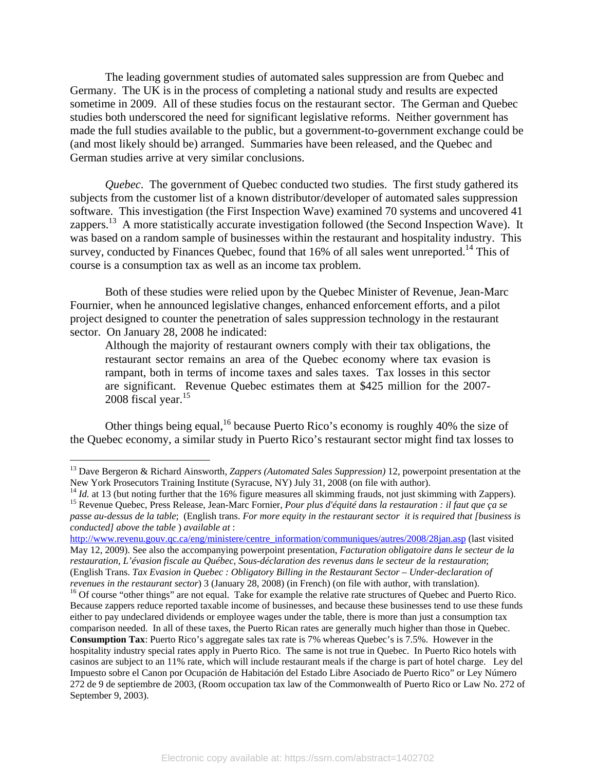The leading government studies of automated sales suppression are from Quebec and Germany. The UK is in the process of completing a national study and results are expected sometime in 2009. All of these studies focus on the restaurant sector. The German and Quebec studies both underscored the need for significant legislative reforms. Neither government has made the full studies available to the public, but a government-to-government exchange could be (and most likely should be) arranged. Summaries have been released, and the Quebec and German studies arrive at very similar conclusions.

*Quebec*. The government of Quebec conducted two studies. The first study gathered its subjects from the customer list of a known distributor/developer of automated sales suppression software. This investigation (the First Inspection Wave) examined 70 systems and uncovered 41 zappers.[13] A more statistically accurate investigation followed (the Second Inspection Wave). It was based on a random sample of businesses within the restaurant and hospitality industry. This survey, conducted by Finances Quebec, found that 16% of all sales went unreported.[14] This of course is a consumption tax as well as an income tax problem.

Both of these studies were relied upon by the Quebec Minister of Revenue, Jean-Marc Fournier, when he announced legislative changes, enhanced enforcement efforts, and a pilot project designed to counter the penetration of sales suppression technology in the restaurant sector. On January 28, 2008 he indicated:

> Although the majority of restaurant owners comply with their tax obligations, the restaurant sector remains an area of the Quebec economy where tax evasion is rampant, both in terms of income taxes and sales taxes. Tax losses in this sector are significant. Revenue Quebec estimates them at $425 million for the 2007-2008 fiscal year.[15]

Other things being equal,[16] because Puerto Rico's economy is roughly 40% the size of the Quebec economy, a similar study in Puerto Rico's restaurant sector might find tax losses to

---

[13] Dave Bergeron & Richard Ainsworth, *Zappers (Automated Sales Suppression)* 12, powerpoint presentation at the New York Prosecutors Training Institute (Syracuse, NY) July 31, 2008 (on file with author).

[14] *Id.* at 13 (but noting further that the 16% figure measures all skimming frauds, not just skimming with Zappers).

[15] Revenue Quebec, Press Release, Jean-Marc Fornier, *Pour plus d'équité dans la restauration : il faut que ça se passe au-dessus de la table*; (English trans. *For more equity in the restaurant sector it is required that [business is conducted] above the table* ) *available at* : http://www.revenu.gouv.qc.ca/eng/ministere/centre_information/communiques/autres/2008/28jan.asp (last visited May 12, 2009). See also the accompanying powerpoint presentation, *Facturation obligatoire dans le secteur de la restauration, L'évasion fiscale au Québec, Sous-déclaration des revenus dans le secteur de la restauration*; (English Trans. *Tax Evasion in Quebec : Obligatory Billing in the Restaurant Sector – Under-declaration of revenues in the restaurant sector*) 3 (January 28, 2008) (in French) (on file with author, with translation).

[16] Of course "other things" are not equal. Take for example the relative rate structures of Quebec and Puerto Rico. Because zappers reduce reported taxable income of businesses, and because these businesses tend to use these funds either to pay undeclared dividends or employee wages under the table, there is more than just a consumption tax comparison needed. In all of these taxes, the Puerto Rican rates are generally much higher than those in Quebec. **Consumption Tax**: Puerto Rico's aggregate sales tax rate is 7% whereas Quebec's is 7.5%. However in the hospitality industry special rates apply in Puerto Rico. The same is not true in Quebec. In Puerto Rico hotels with casinos are subject to an 11% rate, which will include restaurant meals if the charge is part of hotel charge. Ley del Impuesto sobre el Canon por Ocupación de Habitación del Estado Libre Asociado de Puerto Rico" or Ley Número 272 de 9 de septiembre de 2003, (Room occupation tax law of the Commonwealth of Puerto Rico or Law No. 272 of September 9, 2003).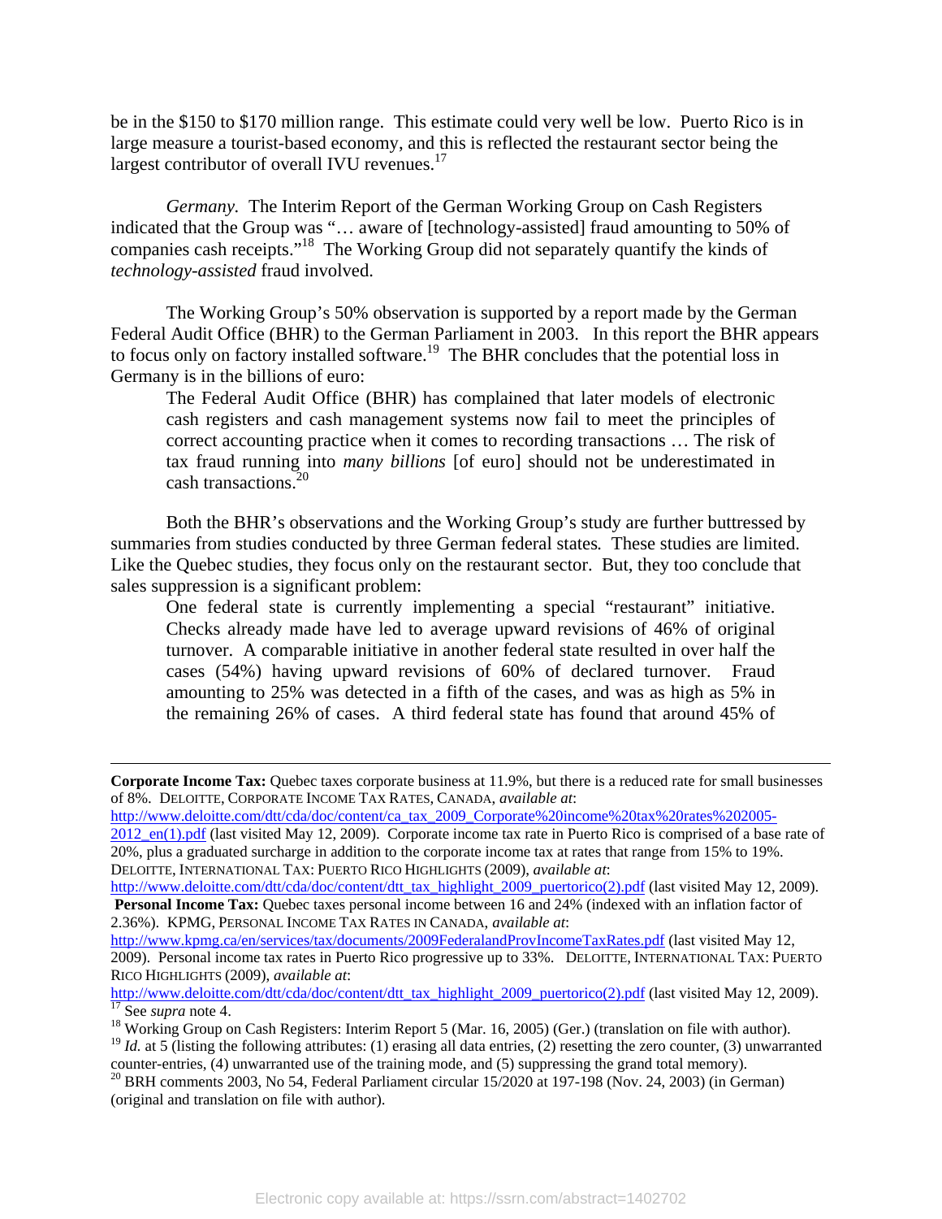be in the $150 to $170 million range. This estimate could very well be low. Puerto Rico is in large measure a tourist-based economy, and this is reflected the restaurant sector being the largest contributor of overall IVU revenues.[17]

*Germany.* The Interim Report of the German Working Group on Cash Registers indicated that the Group was "… aware of [technology-assisted] fraud amounting to 50% of companies cash receipts."[18] The Working Group did not separately quantify the kinds of *technology-assisted* fraud involved.

The Working Group's 50% observation is supported by a report made by the German Federal Audit Office (BHR) to the German Parliament in 2003. In this report the BHR appears to focus only on factory installed software.[19] The BHR concludes that the potential loss in Germany is in the billions of euro:

> The Federal Audit Office (BHR) has complained that later models of electronic cash registers and cash management systems now fail to meet the principles of correct accounting practice when it comes to recording transactions … The risk of tax fraud running into *many billions* [of euro] should not be underestimated in cash transactions.[20]

Both the BHR's observations and the Working Group's study are further buttressed by summaries from studies conducted by three German federal states. These studies are limited. Like the Quebec studies, they focus only on the restaurant sector. But, they too conclude that sales suppression is a significant problem:

> One federal state is currently implementing a special "restaurant" initiative. Checks already made have led to average upward revisions of 46% of original turnover. A comparable initiative in another federal state resulted in over half the cases (54%) having upward revisions of 60% of declared turnover. Fraud amounting to 25% was detected in a fifth of the cases, and was as high as 5% in the remaining 26% of cases. A third federal state has found that around 45% of

---

**Corporate Income Tax:** Quebec taxes corporate business at 11.9%, but there is a reduced rate for small businesses of 8%. DELOITTE, CORPORATE INCOME TAX RATES, CANADA, *available at*: http://www.deloitte.com/dtt/cda/doc/content/ca_tax_2009_Corporate%20income%20tax%20rates%202005-2012_en(1).pdf (last visited May 12, 2009). Corporate income tax rate in Puerto Rico is comprised of a base rate of 20%, plus a graduated surcharge in addition to the corporate income tax at rates that range from 15% to 19%. DELOITTE, INTERNATIONAL TAX: PUERTO RICO HIGHLIGHTS (2009), *available at*: http://www.deloitte.com/dtt/cda/doc/content/dtt_tax_highlight_2009_puertorico(2).pdf (last visited May 12, 2009). **Personal Income Tax:** Quebec taxes personal income between 16 and 24% (indexed with an inflation factor of 2.36%). KPMG, PERSONAL INCOME TAX RATES IN CANADA, *available at*: http://www.kpmg.ca/en/services/tax/documents/2009FederalandProvIncomeTaxRates.pdf (last visited May 12, 2009). Personal income tax rates in Puerto Rico progressive up to 33%. DELOITTE, INTERNATIONAL TAX: PUERTO RICO HIGHLIGHTS (2009), *available at*: http://www.deloitte.com/dtt/cda/doc/content/dtt_tax_highlight_2009_puertorico(2).pdf (last visited May 12, 2009).

[17] See *supra* note 4.

[18] Working Group on Cash Registers: Interim Report 5 (Mar. 16, 2005) (Ger.) (translation on file with author).

[19] *Id.* at 5 (listing the following attributes: (1) erasing all data entries, (2) resetting the zero counter, (3) unwarranted counter-entries, (4) unwarranted use of the training mode, and (5) suppressing the grand total memory).

[20] BRH comments 2003, No 54, Federal Parliament circular 15/2020 at 197-198 (Nov. 24, 2003) (in German) (original and translation on file with author).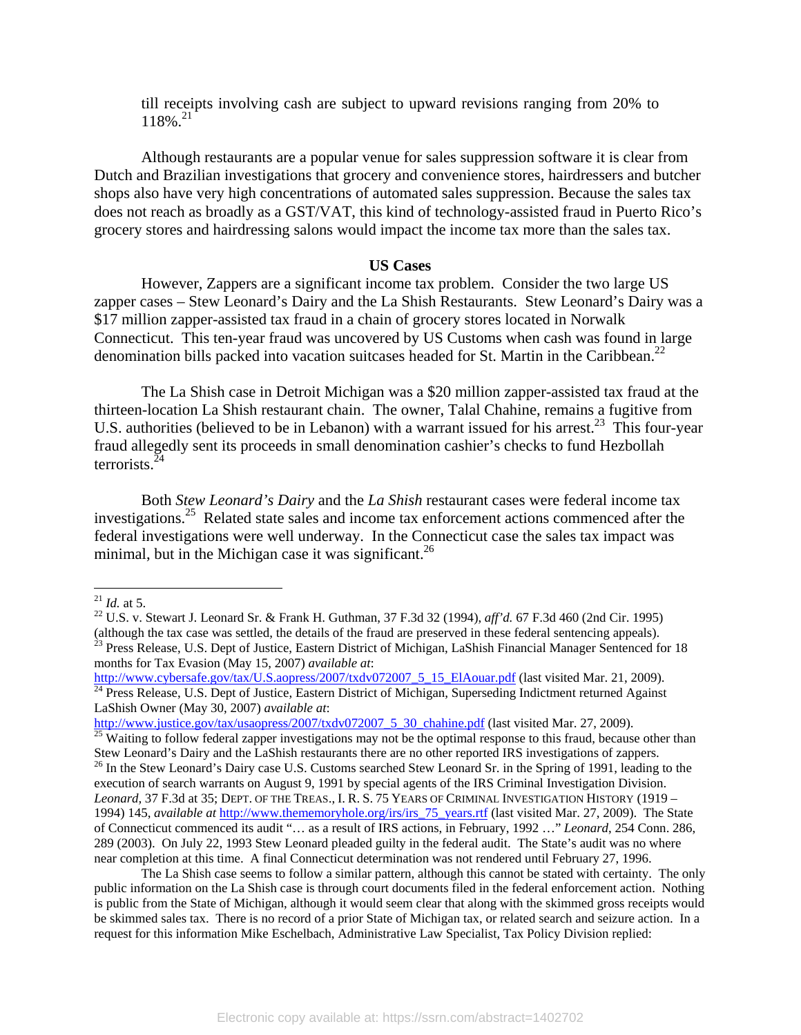till receipts involving cash are subject to upward revisions ranging from 20% to 118%.[21]

Although restaurants are a popular venue for sales suppression software it is clear from Dutch and Brazilian investigations that grocery and convenience stores, hairdressers and butcher shops also have very high concentrations of automated sales suppression. Because the sales tax does not reach as broadly as a GST/VAT, this kind of technology-assisted fraud in Puerto Rico's grocery stores and hairdressing salons would impact the income tax more than the sales tax.

**US Cases**

However, Zappers are a significant income tax problem. Consider the two large US zapper cases – Stew Leonard's Dairy and the La Shish Restaurants. Stew Leonard's Dairy was a $17 million zapper-assisted tax fraud in a chain of grocery stores located in Norwalk Connecticut. This ten-year fraud was uncovered by US Customs when cash was found in large denomination bills packed into vacation suitcases headed for St. Martin in the Caribbean.[22]

The La Shish case in Detroit Michigan was a $20 million zapper-assisted tax fraud at the thirteen-location La Shish restaurant chain. The owner, Talal Chahine, remains a fugitive from U.S. authorities (believed to be in Lebanon) with a warrant issued for his arrest.[23] This four-year fraud allegedly sent its proceeds in small denomination cashier's checks to fund Hezbollah terrorists.[24]

Both *Stew Leonard's Dairy* and the *La Shish* restaurant cases were federal income tax investigations.[25] Related state sales and income tax enforcement actions commenced after the federal investigations were well underway. In the Connecticut case the sales tax impact was minimal, but in the Michigan case it was significant.[26]

---

[21] *Id.* at 5.

[22] U.S. v. Stewart J. Leonard Sr. & Frank H. Guthman, 37 F.3d 32 (1994), *aff'd.* 67 F.3d 460 (2nd Cir. 1995) (although the tax case was settled, the details of the fraud are preserved in these federal sentencing appeals).

[23] Press Release, U.S. Dept of Justice, Eastern District of Michigan, LaShish Financial Manager Sentenced for 18 months for Tax Evasion (May 15, 2007) *available at*: http://www.cybersafe.gov/tax/U.S.aopress/2007/txdv072007_5_15_ElAouar.pdf (last visited Mar. 21, 2009).

[24] Press Release, U.S. Dept of Justice, Eastern District of Michigan, Superseding Indictment returned Against LaShish Owner (May 30, 2007) *available at*: http://www.justice.gov/tax/usaopress/2007/txdv072007_5_30_chahine.pdf (last visited Mar. 27, 2009).

[25] Waiting to follow federal zapper investigations may not be the optimal response to this fraud, because other than Stew Leonard's Dairy and the LaShish restaurants there are no other reported IRS investigations of zappers.

[26] In the Stew Leonard's Dairy case U.S. Customs searched Stew Leonard Sr. in the Spring of 1991, leading to the execution of search warrants on August 9, 1991 by special agents of the IRS Criminal Investigation Division. *Leonard*, 37 F.3d at 35; DEPT. OF THE TREAS., I. R. S. 75 YEARS OF CRIMINAL INVESTIGATION HISTORY (1919 – 1994) 145, *available at* http://www.thememoryhole.org/irs/irs_75_years.rtf (last visited Mar. 27, 2009). The State of Connecticut commenced its audit "… as a result of IRS actions, in February, 1992 …" *Leonard*, 254 Conn. 286, 289 (2003). On July 22, 1993 Stew Leonard pleaded guilty in the federal audit. The State's audit was no where near completion at this time. A final Connecticut determination was not rendered until February 27, 1996.

The La Shish case seems to follow a similar pattern, although this cannot be stated with certainty. The only public information on the La Shish case is through court documents filed in the federal enforcement action. Nothing is public from the State of Michigan, although it would seem clear that along with the skimmed gross receipts would be skimmed sales tax. There is no record of a prior State of Michigan tax, or related search and seizure action. In a request for this information Mike Eschelbach, Administrative Law Specialist, Tax Policy Division replied: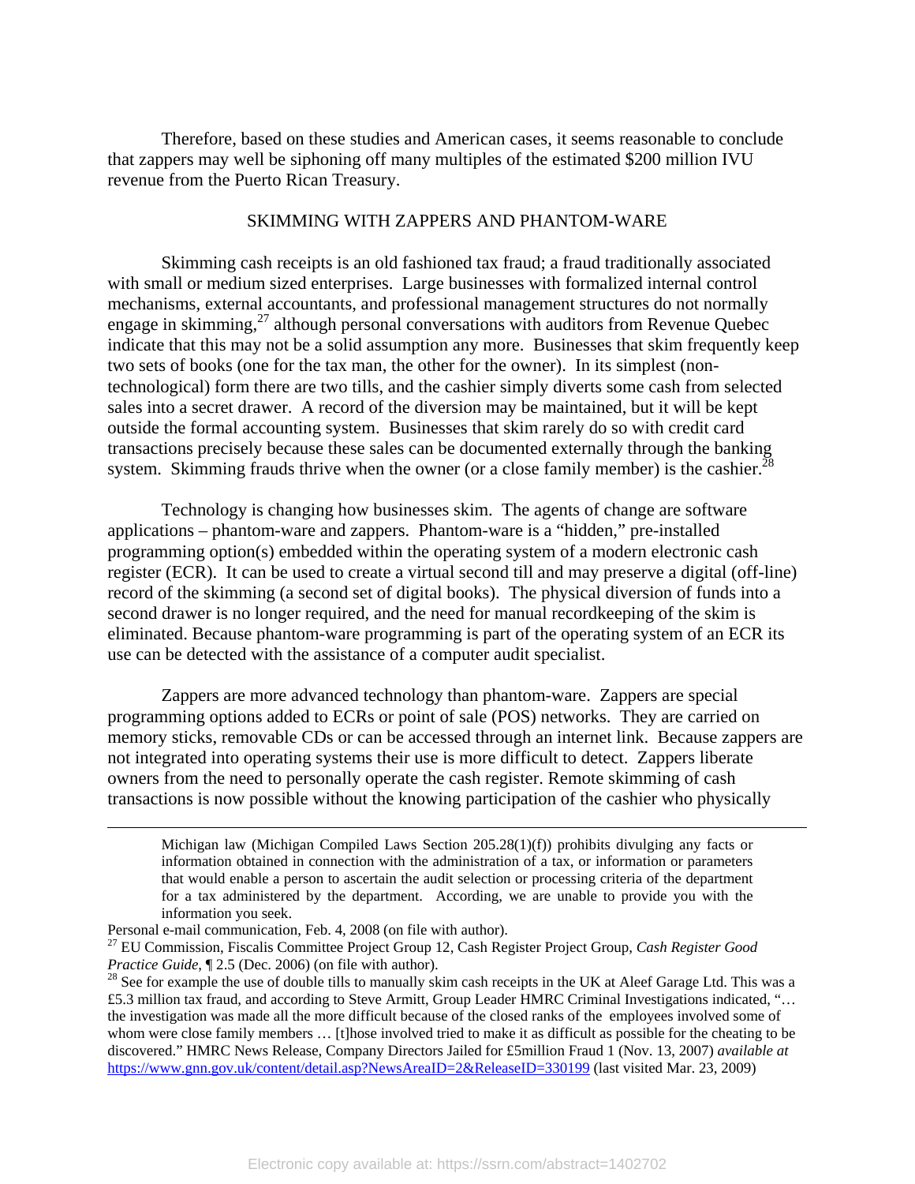Therefore, based on these studies and American cases, it seems reasonable to conclude that zappers may well be siphoning off many multiples of the estimated $200 million IVU revenue from the Puerto Rican Treasury.

## SKIMMING WITH ZAPPERS AND PHANTOM-WARE

Skimming cash receipts is an old fashioned tax fraud; a fraud traditionally associated with small or medium sized enterprises. Large businesses with formalized internal control mechanisms, external accountants, and professional management structures do not normally engage in skimming,[27] although personal conversations with auditors from Revenue Quebec indicate that this may not be a solid assumption any more. Businesses that skim frequently keep two sets of books (one for the tax man, the other for the owner). In its simplest (non-technological) form there are two tills, and the cashier simply diverts some cash from selected sales into a secret drawer. A record of the diversion may be maintained, but it will be kept outside the formal accounting system. Businesses that skim rarely do so with credit card transactions precisely because these sales can be documented externally through the banking system. Skimming frauds thrive when the owner (or a close family member) is the cashier.[28]

Technology is changing how businesses skim. The agents of change are software applications – phantom-ware and zappers. Phantom-ware is a "hidden," pre-installed programming option(s) embedded within the operating system of a modern electronic cash register (ECR). It can be used to create a virtual second till and may preserve a digital (off-line) record of the skimming (a second set of digital books). The physical diversion of funds into a second drawer is no longer required, and the need for manual recordkeeping of the skim is eliminated. Because phantom-ware programming is part of the operating system of an ECR its use can be detected with the assistance of a computer audit specialist.

Zappers are more advanced technology than phantom-ware. Zappers are special programming options added to ECRs or point of sale (POS) networks. They are carried on memory sticks, removable CDs or can be accessed through an internet link. Because zappers are not integrated into operating systems their use is more difficult to detect. Zappers liberate owners from the need to personally operate the cash register. Remote skimming of cash transactions is now possible without the knowing participation of the cashier who physically

---

> Michigan law (Michigan Compiled Laws Section 205.28(1)(f)) prohibits divulging any facts or information obtained in connection with the administration of a tax, or information or parameters that would enable a person to ascertain the audit selection or processing criteria of the department for a tax administered by the department. According, we are unable to provide you with the information you seek.

Personal e-mail communication, Feb. 4, 2008 (on file with author).

[27] EU Commission, Fiscalis Committee Project Group 12, Cash Register Project Group, *Cash Register Good Practice Guide*, ¶ 2.5 (Dec. 2006) (on file with author).

[28] See for example the use of double tills to manually skim cash receipts in the UK at Aleef Garage Ltd. This was a £5.3 million tax fraud, and according to Steve Armitt, Group Leader HMRC Criminal Investigations indicated, "… the investigation was made all the more difficult because of the closed ranks of the employees involved some of whom were close family members … [t]hose involved tried to make it as difficult as possible for the cheating to be discovered." HMRC News Release, Company Directors Jailed for £5million Fraud 1 (Nov. 13, 2007) *available at* https://www.gnn.gov.uk/content/detail.asp?NewsAreaID=2&ReleaseID=330199 (last visited Mar. 23, 2009)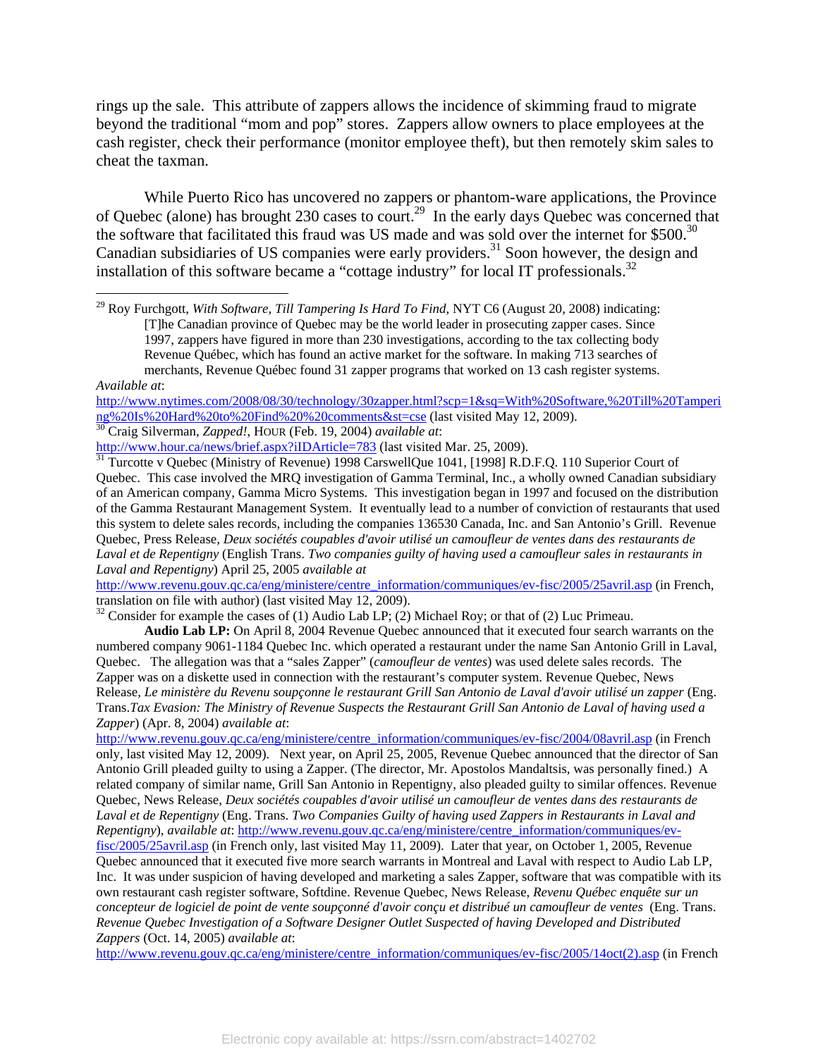rings up the sale. This attribute of zappers allows the incidence of skimming fraud to migrate beyond the traditional "mom and pop" stores. Zappers allow owners to place employees at the cash register, check their performance (monitor employee theft), but then remotely skim sales to cheat the taxman.

While Puerto Rico has uncovered no zappers or phantom-ware applications, the Province of Quebec (alone) has brought 230 cases to court.[29] In the early days Quebec was concerned that the software that facilitated this fraud was US made and was sold over the internet for $500.[30] Canadian subsidiaries of US companies were early providers.[31] Soon however, the design and installation of this software became a "cottage industry" for local IT professionals.[32]

---

[29] Roy Furchgott, *With Software, Till Tampering Is Hard To Find*, NYT C6 (August 20, 2008) indicating:

> [T]he Canadian province of Quebec may be the world leader in prosecuting zapper cases. Since 1997, zappers have figured in more than 230 investigations, according to the tax collecting body Revenue Québec, which has found an active market for the software. In making 713 searches of merchants, Revenue Québec found 31 zapper programs that worked on 13 cash register systems.

*Available at*: http://www.nytimes.com/2008/08/30/technology/30zapper.html?scp=1&sq=With%20Software,%20Till%20Tampering%20Is%20Hard%20to%20Find%20%20comments&st=cse (last visited May 12, 2009).

[30] Craig Silverman, *Zapped!*, HOUR (Feb. 19, 2004) *available at*: http://www.hour.ca/news/brief.aspx?iIDArticle=783 (last visited Mar. 25, 2009).

[31] Turcotte v Quebec (Ministry of Revenue) 1998 CarswellQue 1041, [1998] R.D.F.Q. 110 Superior Court of Quebec. This case involved the MRQ investigation of Gamma Terminal, Inc., a wholly owned Canadian subsidiary of an American company, Gamma Micro Systems. This investigation began in 1997 and focused on the distribution of the Gamma Restaurant Management System. It eventually lead to a number of conviction of restaurants that used this system to delete sales records, including the companies 136530 Canada, Inc. and San Antonio's Grill. Revenue Quebec, Press Release, *Deux sociétés coupables d'avoir utilisé un camoufleur de ventes dans des restaurants de Laval et de Repentigny* (English Trans. *Two companies guilty of having used a camoufleur sales in restaurants in Laval and Repentigny*) April 25, 2005 *available at* http://www.revenu.gouv.qc.ca/eng/ministere/centre_information/communiques/ev-fisc/2005/25avril.asp (in French, translation on file with author) (last visited May 12, 2009).

[32] Consider for example the cases of (1) Audio Lab LP; (2) Michael Roy; or that of (2) Luc Primeau.

**Audio Lab LP:** On April 8, 2004 Revenue Quebec announced that it executed four search warrants on the numbered company 9061-1184 Quebec Inc. which operated a restaurant under the name San Antonio Grill in Laval, Quebec. The allegation was that a "sales Zapper" (*camoufleur de ventes*) was used delete sales records. The Zapper was on a diskette used in connection with the restaurant's computer system. Revenue Quebec, News Release, *Le ministère du Revenu soupçonne le restaurant Grill San Antonio de Laval d'avoir utilisé un zapper* (Eng. Trans.*Tax Evasion: The Ministry of Revenue Suspects the Restaurant Grill San Antonio de Laval of having used a Zapper*) (Apr. 8, 2004) *available at*: http://www.revenu.gouv.qc.ca/eng/ministere/centre_information/communiques/ev-fisc/2004/08avril.asp (in French only, last visited May 12, 2009). Next year, on April 25, 2005, Revenue Quebec announced that the director of San Antonio Grill pleaded guilty to using a Zapper. (The director, Mr. Apostolos Mandaltsis, was personally fined.) A related company of similar name, Grill San Antonio in Repentigny, also pleaded guilty to similar offences. Revenue Quebec, News Release, *Deux sociétés coupables d'avoir utilisé un camoufleur de ventes dans des restaurants de Laval et de Repentigny* (Eng. Trans. *Two Companies Guilty of having used Zappers in Restaurants in Laval and Repentigny*), *available at*: http://www.revenu.gouv.qc.ca/eng/ministere/centre_information/communiques/ev-fisc/2005/25avril.asp (in French only, last visited May 11, 2009). Later that year, on October 1, 2005, Revenue Quebec announced that it executed five more search warrants in Montreal and Laval with respect to Audio Lab LP, Inc. It was under suspicion of having developed and marketing a sales Zapper, software that was compatible with its own restaurant cash register software, Softdine. Revenue Quebec, News Release, *Revenu Québec enquête sur un concepteur de logiciel de point de vente soupçonné d'avoir conçu et distribué un camoufleur de ventes* (Eng. Trans. *Revenue Quebec Investigation of a Software Designer Outlet Suspected of having Developed and Distributed Zappers* (Oct. 14, 2005) *available at*: http://www.revenu.gouv.qc.ca/eng/ministere/centre_information/communiques/ev-fisc/2005/14oct(2).asp (in French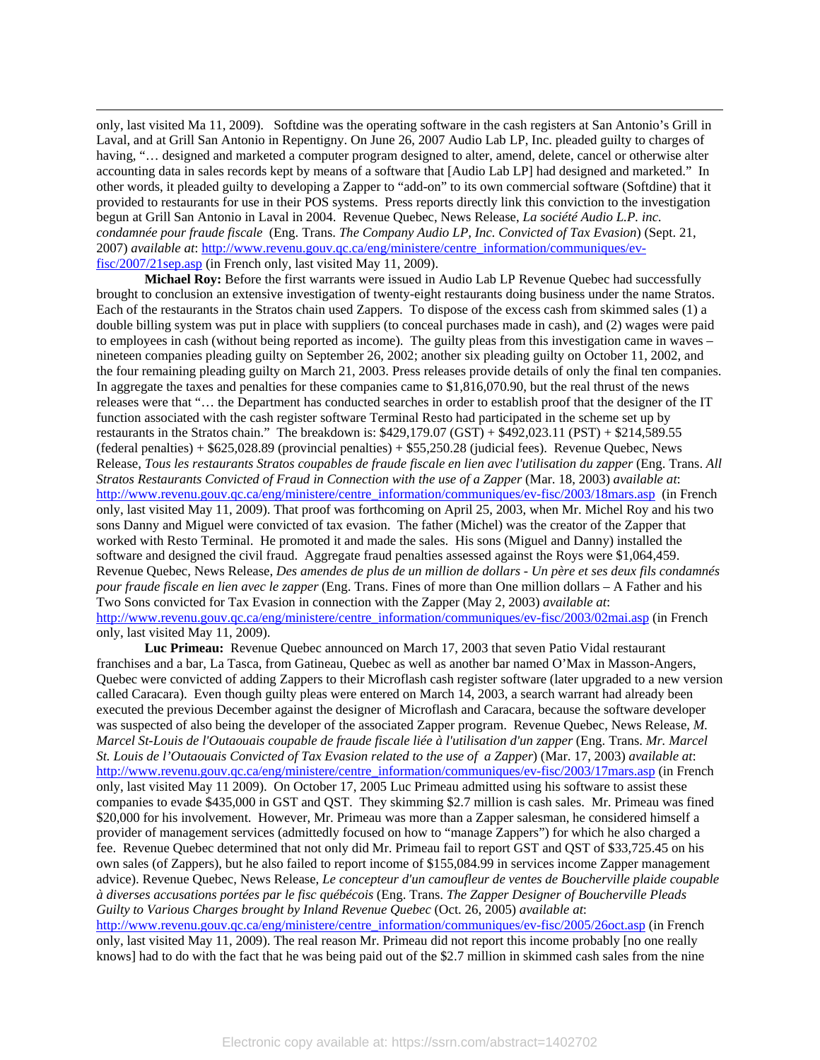only, last visited Ma 11, 2009). Softdine was the operating software in the cash registers at San Antonio's Grill in Laval, and at Grill San Antonio in Repentigny. On June 26, 2007 Audio Lab LP, Inc. pleaded guilty to charges of having, "… designed and marketed a computer program designed to alter, amend, delete, cancel or otherwise alter accounting data in sales records kept by means of a software that [Audio Lab LP] had designed and marketed." In other words, it pleaded guilty to developing a Zapper to "add-on" to its own commercial software (Softdine) that it provided to restaurants for use in their POS systems. Press reports directly link this conviction to the investigation begun at Grill San Antonio in Laval in 2004. Revenue Quebec, News Release, *La société Audio L.P. inc. condamnée pour fraude fiscale* (Eng. Trans. *The Company Audio LP, Inc. Convicted of Tax Evasion*) (Sept. 21, 2007) *available at*: http://www.revenu.gouv.qc.ca/eng/ministere/centre_information/communiques/ev-fisc/2007/21sep.asp (in French only, last visited May 11, 2009).

**Michael Roy:** Before the first warrants were issued in Audio Lab LP Revenue Quebec had successfully brought to conclusion an extensive investigation of twenty-eight restaurants doing business under the name Stratos. Each of the restaurants in the Stratos chain used Zappers. To dispose of the excess cash from skimmed sales (1) a double billing system was put in place with suppliers (to conceal purchases made in cash), and (2) wages were paid to employees in cash (without being reported as income). The guilty pleas from this investigation came in waves – nineteen companies pleading guilty on September 26, 2002; another six pleading guilty on October 11, 2002, and the four remaining pleading guilty on March 21, 2003. Press releases provide details of only the final ten companies. In aggregate the taxes and penalties for these companies came to $1,816,070.90, but the real thrust of the news releases were that "… the Department has conducted searches in order to establish proof that the designer of the IT function associated with the cash register software Terminal Resto had participated in the scheme set up by restaurants in the Stratos chain." The breakdown is: $429,179.07 (GST) + $492,023.11 (PST) + $214,589.55 (federal penalties) + $625,028.89 (provincial penalties) + $55,250.28 (judicial fees). Revenue Quebec, News Release, *Tous les restaurants Stratos coupables de fraude fiscale en lien avec l'utilisation du zapper* (Eng. Trans. *All Stratos Restaurants Convicted of Fraud in Connection with the use of a Zapper* (Mar. 18, 2003) *available at*: http://www.revenu.gouv.qc.ca/eng/ministere/centre_information/communiques/ev-fisc/2003/18mars.asp (in French only, last visited May 11, 2009). That proof was forthcoming on April 25, 2003, when Mr. Michel Roy and his two sons Danny and Miguel were convicted of tax evasion. The father (Michel) was the creator of the Zapper that worked with Resto Terminal. He promoted it and made the sales. His sons (Miguel and Danny) installed the software and designed the civil fraud. Aggregate fraud penalties assessed against the Roys were $1,064,459. Revenue Quebec, News Release, *Des amendes de plus de un million de dollars - Un père et ses deux fils condamnés pour fraude fiscale en lien avec le zapper* (Eng. Trans. Fines of more than One million dollars – A Father and his Two Sons convicted for Tax Evasion in connection with the Zapper (May 2, 2003) *available at*: http://www.revenu.gouv.qc.ca/eng/ministere/centre_information/communiques/ev-fisc/2003/02mai.asp (in French only, last visited May 11, 2009).

**Luc Primeau:** Revenue Quebec announced on March 17, 2003 that seven Patio Vidal restaurant franchises and a bar, La Tasca, from Gatineau, Quebec as well as another bar named O'Max in Masson-Angers, Quebec were convicted of adding Zappers to their Microflash cash register software (later upgraded to a new version called Caracara). Even though guilty pleas were entered on March 14, 2003, a search warrant had already been executed the previous December against the designer of Microflash and Caracara, because the software developer was suspected of also being the developer of the associated Zapper program. Revenue Quebec, News Release, *M. Marcel St-Louis de l'Outaouais coupable de fraude fiscale liée à l'utilisation d'un zapper* (Eng. Trans. *Mr. Marcel St. Louis de l'Outaouais Convicted of Tax Evasion related to the use of a Zapper*) (Mar. 17, 2003) *available at*: http://www.revenu.gouv.qc.ca/eng/ministere/centre_information/communiques/ev-fisc/2003/17mars.asp (in French only, last visited May 11 2009). On October 17, 2005 Luc Primeau admitted using his software to assist these companies to evade $435,000 in GST and QST. They skimming $2.7 million is cash sales. Mr. Primeau was fined $20,000 for his involvement. However, Mr. Primeau was more than a Zapper salesman, he considered himself a provider of management services (admittedly focused on how to "manage Zappers") for which he also charged a fee. Revenue Quebec determined that not only did Mr. Primeau fail to report GST and QST of $33,725.45 on his own sales (of Zappers), but he also failed to report income of $155,084.99 in services income Zapper management advice). Revenue Quebec, News Release, *Le concepteur d'un camoufleur de ventes de Boucherville plaide coupable à diverses accusations portées par le fisc québécois* (Eng. Trans. *The Zapper Designer of Boucherville Pleads Guilty to Various Charges brought by Inland Revenue Quebec* (Oct. 26, 2005) *available at*: http://www.revenu.gouv.qc.ca/eng/ministere/centre_information/communiques/ev-fisc/2005/26oct.asp (in French only, last visited May 11, 2009). The real reason Mr. Primeau did not report this income probably [no one really knows] had to do with the fact that he was being paid out of the $2.7 million in skimmed cash sales from the nine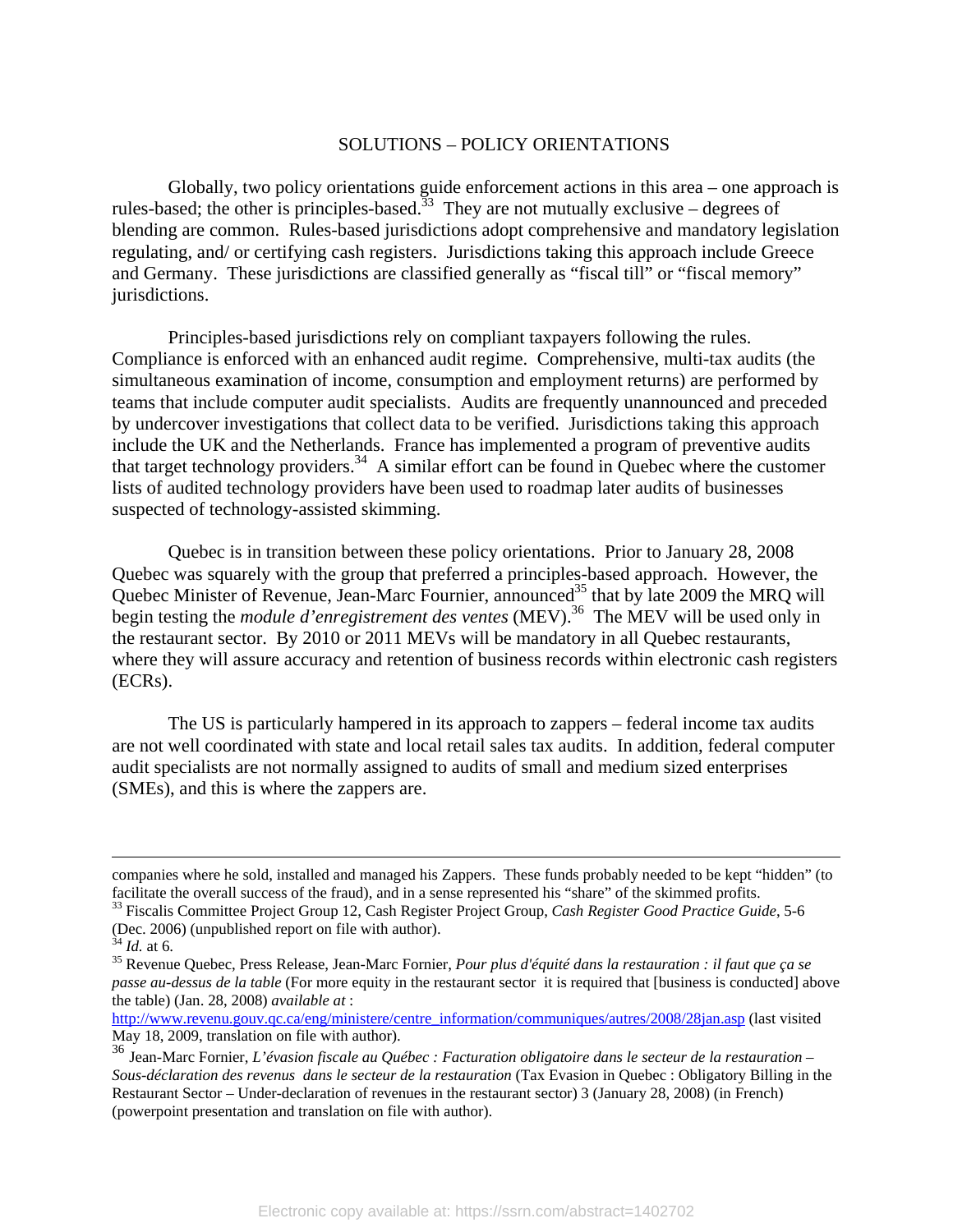## SOLUTIONS – POLICY ORIENTATIONS

Globally, two policy orientations guide enforcement actions in this area – one approach is rules-based; the other is principles-based.[33] They are not mutually exclusive – degrees of blending are common. Rules-based jurisdictions adopt comprehensive and mandatory legislation regulating, and/ or certifying cash registers. Jurisdictions taking this approach include Greece and Germany. These jurisdictions are classified generally as "fiscal till" or "fiscal memory" jurisdictions.

Principles-based jurisdictions rely on compliant taxpayers following the rules. Compliance is enforced with an enhanced audit regime. Comprehensive, multi-tax audits (the simultaneous examination of income, consumption and employment returns) are performed by teams that include computer audit specialists. Audits are frequently unannounced and preceded by undercover investigations that collect data to be verified. Jurisdictions taking this approach include the UK and the Netherlands. France has implemented a program of preventive audits that target technology providers.[34] A similar effort can be found in Quebec where the customer lists of audited technology providers have been used to roadmap later audits of businesses suspected of technology-assisted skimming.

Quebec is in transition between these policy orientations. Prior to January 28, 2008 Quebec was squarely with the group that preferred a principles-based approach. However, the Quebec Minister of Revenue, Jean-Marc Fournier, announced[35] that by late 2009 the MRQ will begin testing the *module d'enregistrement des ventes* (MEV).[36] The MEV will be used only in the restaurant sector. By 2010 or 2011 MEVs will be mandatory in all Quebec restaurants, where they will assure accuracy and retention of business records within electronic cash registers (ECRs).

The US is particularly hampered in its approach to zappers – federal income tax audits are not well coordinated with state and local retail sales tax audits. In addition, federal computer audit specialists are not normally assigned to audits of small and medium sized enterprises (SMEs), and this is where the zappers are.

---

companies where he sold, installed and managed his Zappers. These funds probably needed to be kept "hidden" (to facilitate the overall success of the fraud), and in a sense represented his "share" of the skimmed profits.

[33] Fiscalis Committee Project Group 12, Cash Register Project Group, *Cash Register Good Practice Guide*, 5-6 (Dec. 2006) (unpublished report on file with author).

[34] *Id.* at 6.

[35] Revenue Quebec, Press Release, Jean-Marc Fornier, *Pour plus d'équité dans la restauration : il faut que ça se passe au-dessus de la table* (For more equity in the restaurant sector it is required that [business is conducted] above the table) (Jan. 28, 2008) *available at* : http://www.revenu.gouv.qc.ca/eng/ministere/centre_information/communiques/autres/2008/28jan.asp (last visited May 18, 2009, translation on file with author).

[36] Jean-Marc Fornier, *L'évasion fiscale au Québec : Facturation obligatoire dans le secteur de la restauration – Sous-déclaration des revenus dans le secteur de la restauration* (Tax Evasion in Quebec : Obligatory Billing in the Restaurant Sector – Under-declaration of revenues in the restaurant sector) 3 (January 28, 2008) (in French) (powerpoint presentation and translation on file with author).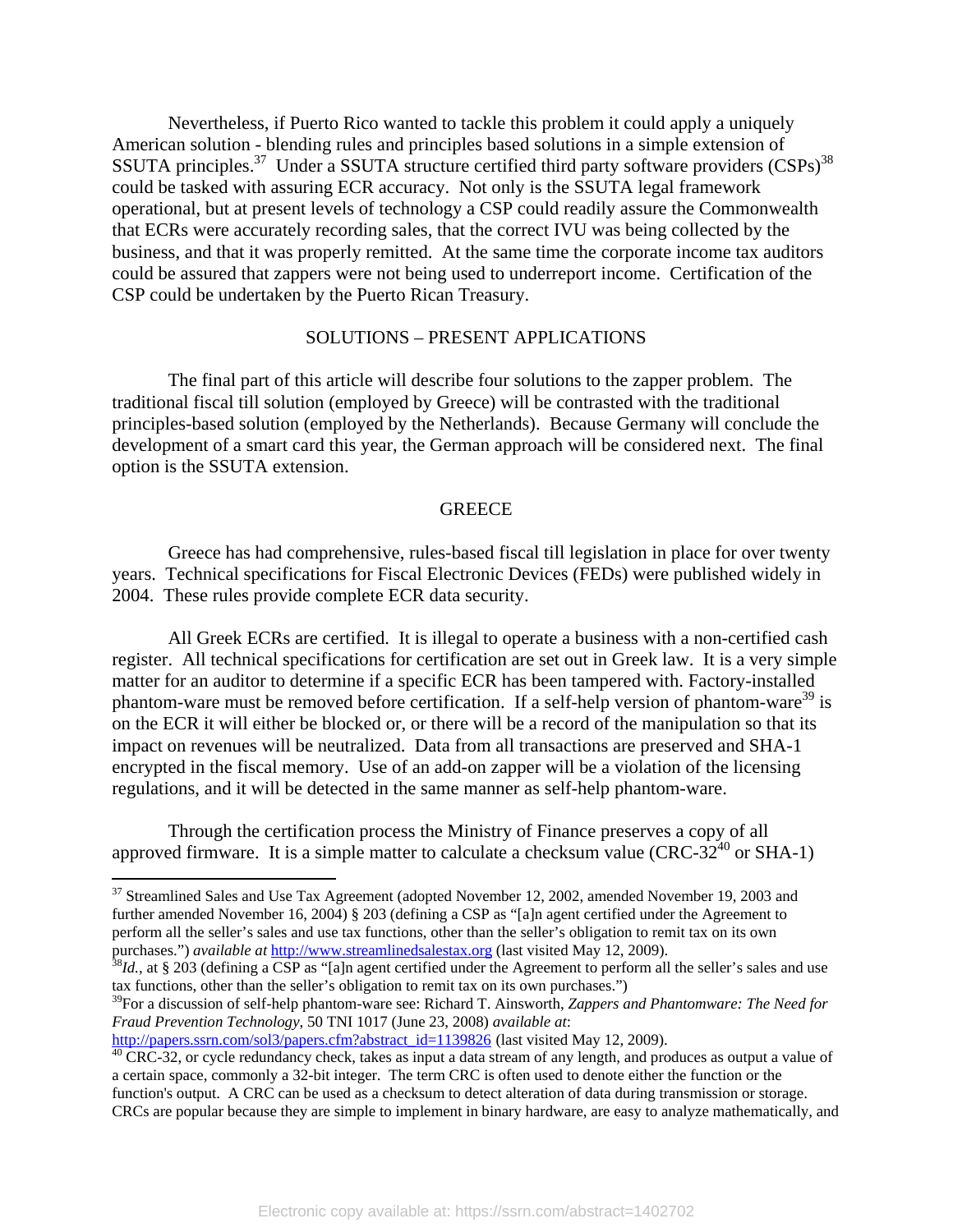Nevertheless, if Puerto Rico wanted to tackle this problem it could apply a uniquely American solution - blending rules and principles based solutions in a simple extension of SSUTA principles.[37] Under a SSUTA structure certified third party software providers (CSPs)[38] could be tasked with assuring ECR accuracy. Not only is the SSUTA legal framework operational, but at present levels of technology a CSP could readily assure the Commonwealth that ECRs were accurately recording sales, that the correct IVU was being collected by the business, and that it was properly remitted. At the same time the corporate income tax auditors could be assured that zappers were not being used to underreport income. Certification of the CSP could be undertaken by the Puerto Rican Treasury.

## SOLUTIONS – PRESENT APPLICATIONS

The final part of this article will describe four solutions to the zapper problem. The traditional fiscal till solution (employed by Greece) will be contrasted with the traditional principles-based solution (employed by the Netherlands). Because Germany will conclude the development of a smart card this year, the German approach will be considered next. The final option is the SSUTA extension.

### GREECE

Greece has had comprehensive, rules-based fiscal till legislation in place for over twenty years. Technical specifications for Fiscal Electronic Devices (FEDs) were published widely in 2004. These rules provide complete ECR data security.

All Greek ECRs are certified. It is illegal to operate a business with a non-certified cash register. All technical specifications for certification are set out in Greek law. It is a very simple matter for an auditor to determine if a specific ECR has been tampered with. Factory-installed phantom-ware must be removed before certification. If a self-help version of phantom-ware[39] is on the ECR it will either be blocked or, or there will be a record of the manipulation so that its impact on revenues will be neutralized. Data from all transactions are preserved and SHA-1 encrypted in the fiscal memory. Use of an add-on zapper will be a violation of the licensing regulations, and it will be detected in the same manner as self-help phantom-ware.

Through the certification process the Ministry of Finance preserves a copy of all approved firmware. It is a simple matter to calculate a checksum value (CRC-32[40] or SHA-1)

---

[37] Streamlined Sales and Use Tax Agreement (adopted November 12, 2002, amended November 19, 2003 and further amended November 16, 2004) § 203 (defining a CSP as "[a]n agent certified under the Agreement to perform all the seller's sales and use tax functions, other than the seller's obligation to remit tax on its own purchases.") *available at* http://www.streamlinedsalestax.org (last visited May 12, 2009).

[38] *Id.*, at § 203 (defining a CSP as "[a]n agent certified under the Agreement to perform all the seller's sales and use tax functions, other than the seller's obligation to remit tax on its own purchases.")

[39] For a discussion of self-help phantom-ware see: Richard T. Ainsworth, *Zappers and Phantomware: The Need for Fraud Prevention Technology*, 50 TNI 1017 (June 23, 2008) *available at*: http://papers.ssrn.com/sol3/papers.cfm?abstract_id=1139826 (last visited May 12, 2009).

[40] CRC-32, or cycle redundancy check, takes as input a data stream of any length, and produces as output a value of a certain space, commonly a 32-bit integer. The term CRC is often used to denote either the function or the function's output. A CRC can be used as a checksum to detect alteration of data during transmission or storage. CRCs are popular because they are simple to implement in binary hardware, are easy to analyze mathematically, and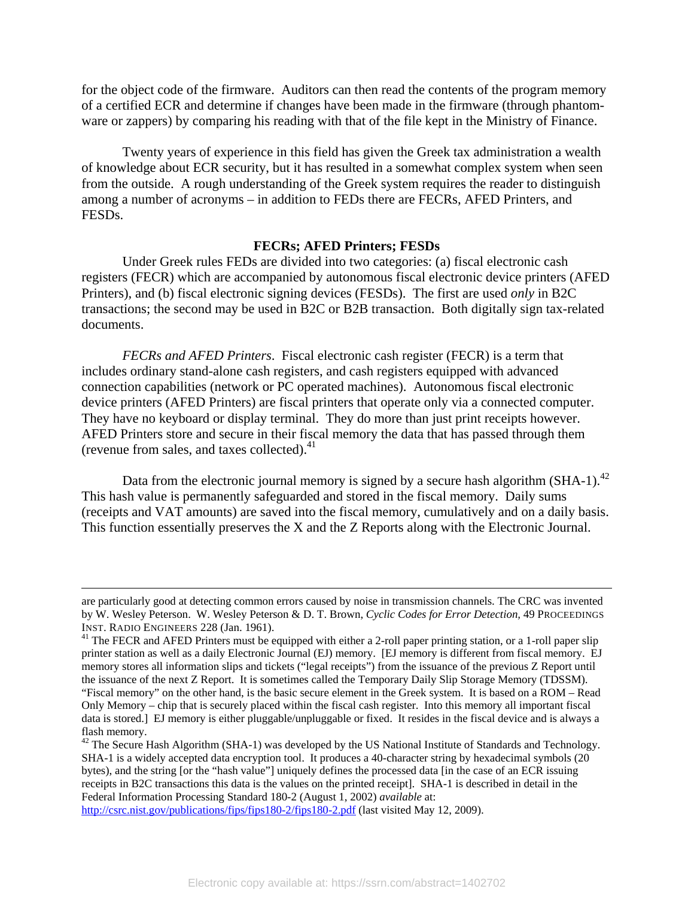for the object code of the firmware. Auditors can then read the contents of the program memory of a certified ECR and determine if changes have been made in the firmware (through phantom-ware or zappers) by comparing his reading with that of the file kept in the Ministry of Finance.

Twenty years of experience in this field has given the Greek tax administration a wealth of knowledge about ECR security, but it has resulted in a somewhat complex system when seen from the outside. A rough understanding of the Greek system requires the reader to distinguish among a number of acronyms – in addition to FEDs there are FECRs, AFED Printers, and FESDs.

**FECRs; AFED Printers; FESDs**

Under Greek rules FEDs are divided into two categories: (a) fiscal electronic cash registers (FECR) which are accompanied by autonomous fiscal electronic device printers (AFED Printers), and (b) fiscal electronic signing devices (FESDs). The first are used *only* in B2C transactions; the second may be used in B2C or B2B transaction. Both digitally sign tax-related documents.

*FECRs and AFED Printers*. Fiscal electronic cash register (FECR) is a term that includes ordinary stand-alone cash registers, and cash registers equipped with advanced connection capabilities (network or PC operated machines). Autonomous fiscal electronic device printers (AFED Printers) are fiscal printers that operate only via a connected computer. They have no keyboard or display terminal. They do more than just print receipts however. AFED Printers store and secure in their fiscal memory the data that has passed through them (revenue from sales, and taxes collected).[41]

Data from the electronic journal memory is signed by a secure hash algorithm (SHA-1).[42] This hash value is permanently safeguarded and stored in the fiscal memory. Daily sums (receipts and VAT amounts) are saved into the fiscal memory, cumulatively and on a daily basis. This function essentially preserves the X and the Z Reports along with the Electronic Journal.

---

are particularly good at detecting common errors caused by noise in transmission channels. The CRC was invented by W. Wesley Peterson. W. Wesley Peterson & D. T. Brown, *Cyclic Codes for Error Detection,* 49 PROCEEDINGS INST. RADIO ENGINEERS 228 (Jan. 1961).

[41] The FECR and AFED Printers must be equipped with either a 2-roll paper printing station, or a 1-roll paper slip printer station as well as a daily Electronic Journal (EJ) memory. [EJ memory is different from fiscal memory. EJ memory stores all information slips and tickets ("legal receipts") from the issuance of the previous Z Report until the issuance of the next Z Report. It is sometimes called the Temporary Daily Slip Storage Memory (TDSSM). "Fiscal memory" on the other hand, is the basic secure element in the Greek system. It is based on a ROM – Read Only Memory – chip that is securely placed within the fiscal cash register. Into this memory all important fiscal data is stored.] EJ memory is either pluggable/unpluggable or fixed. It resides in the fiscal device and is always a flash memory.

[42] The Secure Hash Algorithm (SHA-1) was developed by the US National Institute of Standards and Technology. SHA-1 is a widely accepted data encryption tool. It produces a 40-character string by hexadecimal symbols (20 bytes), and the string [or the "hash value"] uniquely defines the processed data [in the case of an ECR issuing receipts in B2C transactions this data is the values on the printed receipt]. SHA-1 is described in detail in the Federal Information Processing Standard 180-2 (August 1, 2002) *available* at: http://csrc.nist.gov/publications/fips/fips180-2/fips180-2.pdf (last visited May 12, 2009).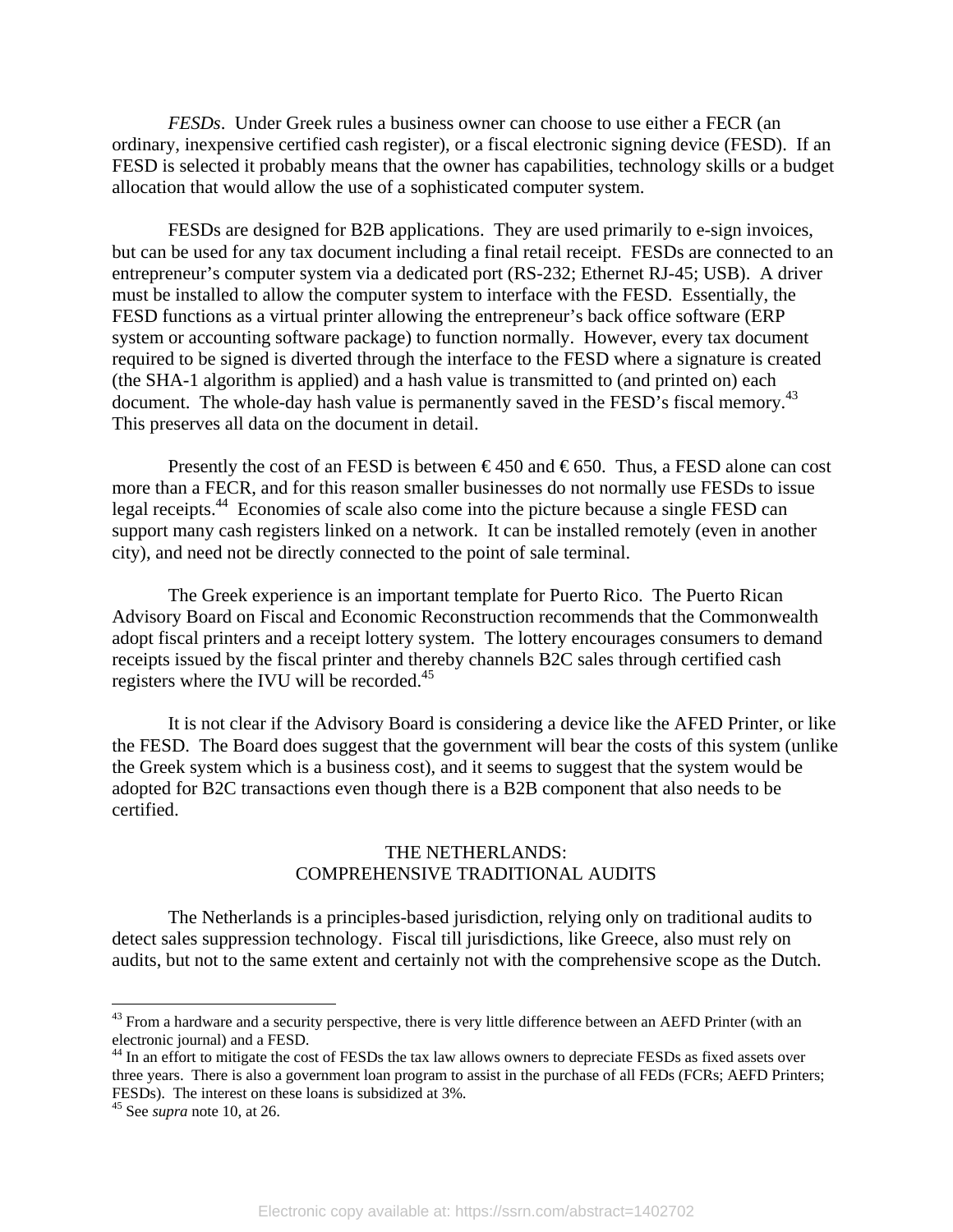*FESDs*. Under Greek rules a business owner can choose to use either a FECR (an ordinary, inexpensive certified cash register), or a fiscal electronic signing device (FESD). If an FESD is selected it probably means that the owner has capabilities, technology skills or a budget allocation that would allow the use of a sophisticated computer system.

FESDs are designed for B2B applications. They are used primarily to e-sign invoices, but can be used for any tax document including a final retail receipt. FESDs are connected to an entrepreneur's computer system via a dedicated port (RS-232; Ethernet RJ-45; USB). A driver must be installed to allow the computer system to interface with the FESD. Essentially, the FESD functions as a virtual printer allowing the entrepreneur's back office software (ERP system or accounting software package) to function normally. However, every tax document required to be signed is diverted through the interface to the FESD where a signature is created (the SHA-1 algorithm is applied) and a hash value is transmitted to (and printed on) each document. The whole-day hash value is permanently saved in the FESD's fiscal memory.[43] This preserves all data on the document in detail.

Presently the cost of an FESD is between € 450 and € 650. Thus, a FESD alone can cost more than a FECR, and for this reason smaller businesses do not normally use FESDs to issue legal receipts.[44] Economies of scale also come into the picture because a single FESD can support many cash registers linked on a network. It can be installed remotely (even in another city), and need not be directly connected to the point of sale terminal.

The Greek experience is an important template for Puerto Rico. The Puerto Rican Advisory Board on Fiscal and Economic Reconstruction recommends that the Commonwealth adopt fiscal printers and a receipt lottery system. The lottery encourages consumers to demand receipts issued by the fiscal printer and thereby channels B2C sales through certified cash registers where the IVU will be recorded.[45]

It is not clear if the Advisory Board is considering a device like the AFED Printer, or like the FESD. The Board does suggest that the government will bear the costs of this system (unlike the Greek system which is a business cost), and it seems to suggest that the system would be adopted for B2C transactions even though there is a B2B component that also needs to be certified.

## THE NETHERLANDS: COMPREHENSIVE TRADITIONAL AUDITS

The Netherlands is a principles-based jurisdiction, relying only on traditional audits to detect sales suppression technology. Fiscal till jurisdictions, like Greece, also must rely on audits, but not to the same extent and certainly not with the comprehensive scope as the Dutch.

---

[43] From a hardware and a security perspective, there is very little difference between an AEFD Printer (with an electronic journal) and a FESD.

[44] In an effort to mitigate the cost of FESDs the tax law allows owners to depreciate FESDs as fixed assets over three years. There is also a government loan program to assist in the purchase of all FEDs (FCRs; AEFD Printers; FESDs). The interest on these loans is subsidized at 3%.

[45] See *supra* note 10, at 26.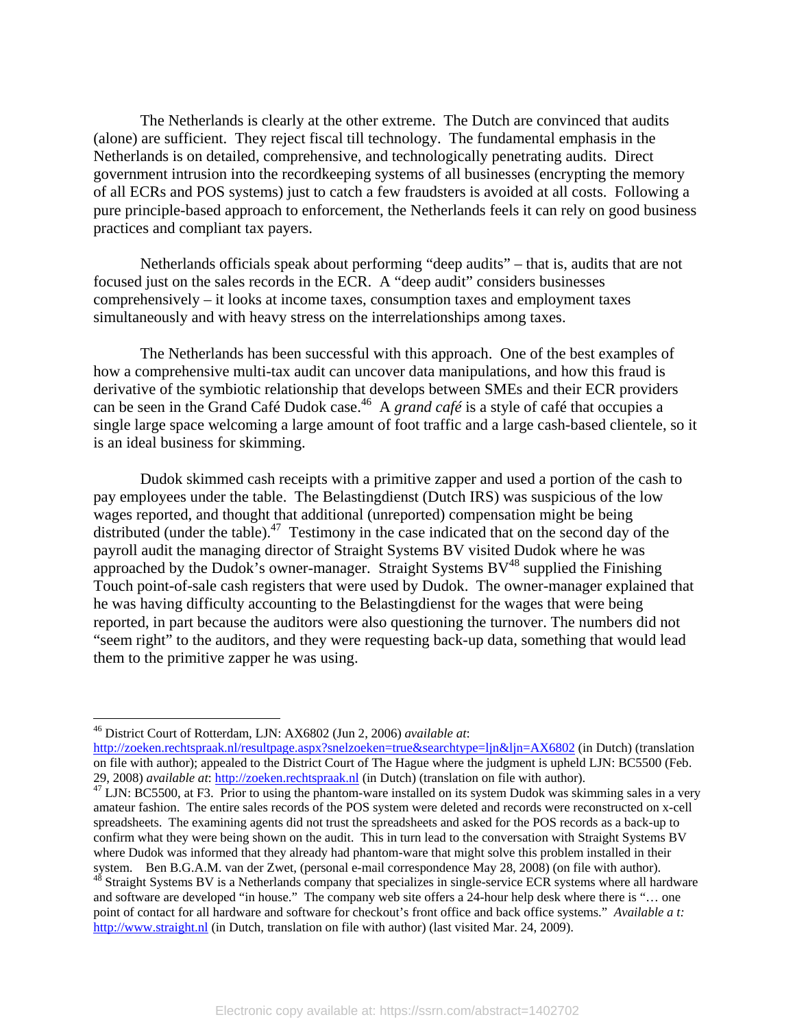The Netherlands is clearly at the other extreme. The Dutch are convinced that audits (alone) are sufficient. They reject fiscal till technology. The fundamental emphasis in the Netherlands is on detailed, comprehensive, and technologically penetrating audits. Direct government intrusion into the recordkeeping systems of all businesses (encrypting the memory of all ECRs and POS systems) just to catch a few fraudsters is avoided at all costs. Following a pure principle-based approach to enforcement, the Netherlands feels it can rely on good business practices and compliant tax payers.

Netherlands officials speak about performing "deep audits" – that is, audits that are not focused just on the sales records in the ECR. A "deep audit" considers businesses comprehensively – it looks at income taxes, consumption taxes and employment taxes simultaneously and with heavy stress on the interrelationships among taxes.

The Netherlands has been successful with this approach. One of the best examples of how a comprehensive multi-tax audit can uncover data manipulations, and how this fraud is derivative of the symbiotic relationship that develops between SMEs and their ECR providers can be seen in the Grand Café Dudok case.[46] A *grand café* is a style of café that occupies a single large space welcoming a large amount of foot traffic and a large cash-based clientele, so it is an ideal business for skimming.

Dudok skimmed cash receipts with a primitive zapper and used a portion of the cash to pay employees under the table. The Belastingdienst (Dutch IRS) was suspicious of the low wages reported, and thought that additional (unreported) compensation might be being distributed (under the table).[47] Testimony in the case indicated that on the second day of the payroll audit the managing director of Straight Systems BV visited Dudok where he was approached by the Dudok's owner-manager. Straight Systems BV[48] supplied the Finishing Touch point-of-sale cash registers that were used by Dudok. The owner-manager explained that he was having difficulty accounting to the Belastingdienst for the wages that were being reported, in part because the auditors were also questioning the turnover. The numbers did not "seem right" to the auditors, and they were requesting back-up data, something that would lead them to the primitive zapper he was using.

---

[46] District Court of Rotterdam, LJN: AX6802 (Jun 2, 2006) *available at*: http://zoeken.rechtspraak.nl/resultpage.aspx?snelzoeken=true&searchtype=ljn&ljn=AX6802 (in Dutch) (translation on file with author); appealed to the District Court of The Hague where the judgment is upheld LJN: BC5500 (Feb. 29, 2008) *available at*: http://zoeken.rechtspraak.nl (in Dutch) (translation on file with author).

[47] LJN: BC5500, at F3. Prior to using the phantom-ware installed on its system Dudok was skimming sales in a very amateur fashion. The entire sales records of the POS system were deleted and records were reconstructed on x-cell spreadsheets. The examining agents did not trust the spreadsheets and asked for the POS records as a back-up to confirm what they were being shown on the audit. This in turn lead to the conversation with Straight Systems BV where Dudok was informed that they already had phantom-ware that might solve this problem installed in their system. Ben B.G.A.M. van der Zwet, (personal e-mail correspondence May 28, 2008) (on file with author).

[48] Straight Systems BV is a Netherlands company that specializes in single-service ECR systems where all hardware and software are developed "in house." The company web site offers a 24-hour help desk where there is "… one point of contact for all hardware and software for checkout's front office and back office systems." *Available a t:* http://www.straight.nl (in Dutch, translation on file with author) (last visited Mar. 24, 2009).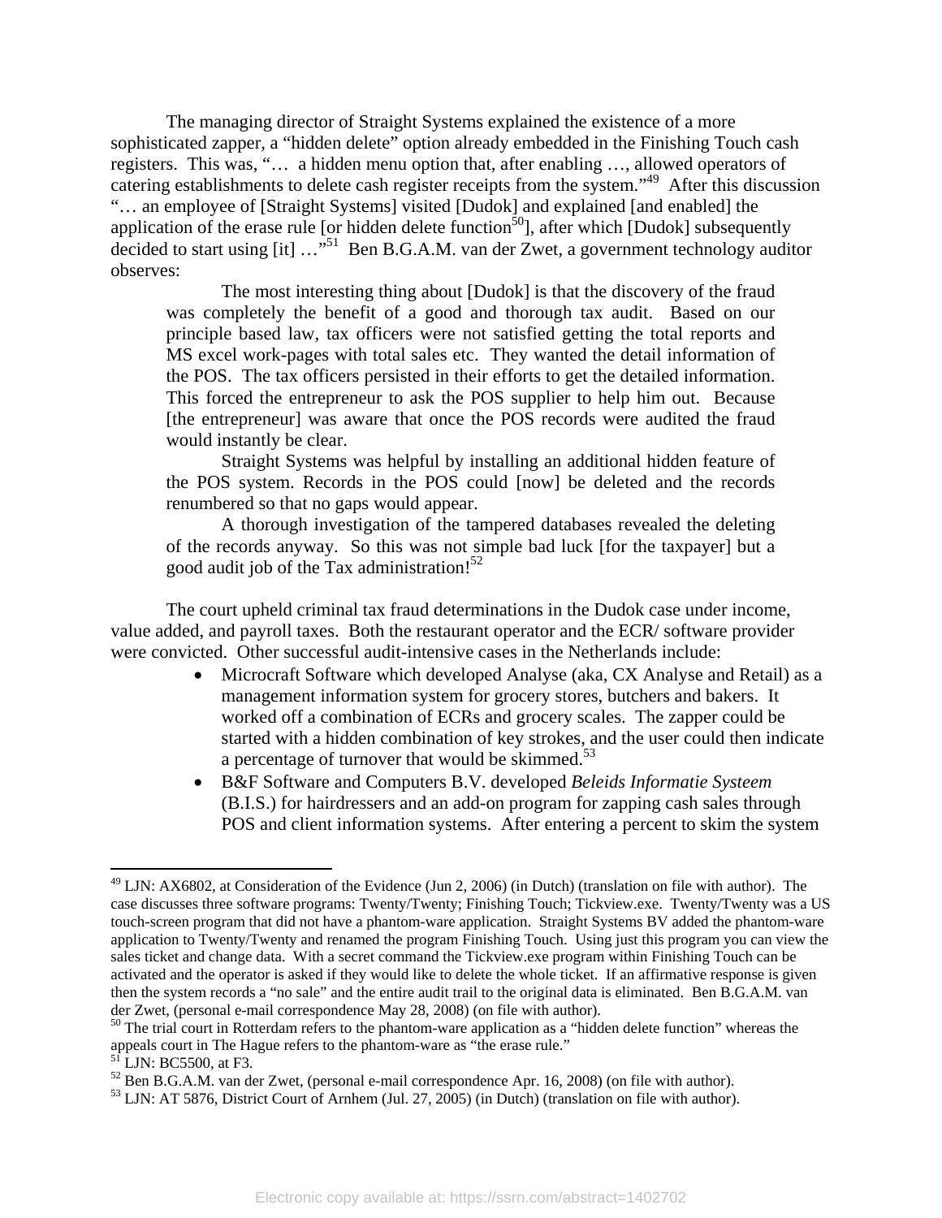The managing director of Straight Systems explained the existence of a more sophisticated zapper, a "hidden delete" option already embedded in the Finishing Touch cash registers. This was, "… a hidden menu option that, after enabling …, allowed operators of catering establishments to delete cash register receipts from the system."[49] After this discussion "… an employee of [Straight Systems] visited [Dudok] and explained [and enabled] the application of the erase rule [or hidden delete function[50]], after which [Dudok] subsequently decided to start using [it] …"[51] Ben B.G.A.M. van der Zwet, a government technology auditor observes:

> The most interesting thing about [Dudok] is that the discovery of the fraud was completely the benefit of a good and thorough tax audit. Based on our principle based law, tax officers were not satisfied getting the total reports and MS excel work-pages with total sales etc. They wanted the detail information of the POS. The tax officers persisted in their efforts to get the detailed information. This forced the entrepreneur to ask the POS supplier to help him out. Because [the entrepreneur] was aware that once the POS records were audited the fraud would instantly be clear.
>
> Straight Systems was helpful by installing an additional hidden feature of the POS system. Records in the POS could [now] be deleted and the records renumbered so that no gaps would appear.
>
> A thorough investigation of the tampered databases revealed the deleting of the records anyway. So this was not simple bad luck [for the taxpayer] but a good audit job of the Tax administration![52]

The court upheld criminal tax fraud determinations in the Dudok case under income, value added, and payroll taxes. Both the restaurant operator and the ECR/ software provider were convicted. Other successful audit-intensive cases in the Netherlands include:

- Microcraft Software which developed Analyse (aka, CX Analyse and Retail) as a management information system for grocery stores, butchers and bakers. It worked off a combination of ECRs and grocery scales. The zapper could be started with a hidden combination of key strokes, and the user could then indicate a percentage of turnover that would be skimmed.[53]
- B&F Software and Computers B.V. developed *Beleids Informatie Systeem* (B.I.S.) for hairdressers and an add-on program for zapping cash sales through POS and client information systems. After entering a percent to skim the system

---

[49] LJN: AX6802, at Consideration of the Evidence (Jun 2, 2006) (in Dutch) (translation on file with author). The case discusses three software programs: Twenty/Twenty; Finishing Touch; Tickview.exe. Twenty/Twenty was a US touch-screen program that did not have a phantom-ware application. Straight Systems BV added the phantom-ware application to Twenty/Twenty and renamed the program Finishing Touch. Using just this program you can view the sales ticket and change data. With a secret command the Tickview.exe program within Finishing Touch can be activated and the operator is asked if they would like to delete the whole ticket. If an affirmative response is given then the system records a "no sale" and the entire audit trail to the original data is eliminated. Ben B.G.A.M. van der Zwet, (personal e-mail correspondence May 28, 2008) (on file with author).

[50] The trial court in Rotterdam refers to the phantom-ware application as a "hidden delete function" whereas the appeals court in The Hague refers to the phantom-ware as "the erase rule."

[51] LJN: BC5500, at F3.

[52] Ben B.G.A.M. van der Zwet, (personal e-mail correspondence Apr. 16, 2008) (on file with author).

[53] LJN: AT 5876, District Court of Arnhem (Jul. 27, 2005) (in Dutch) (translation on file with author).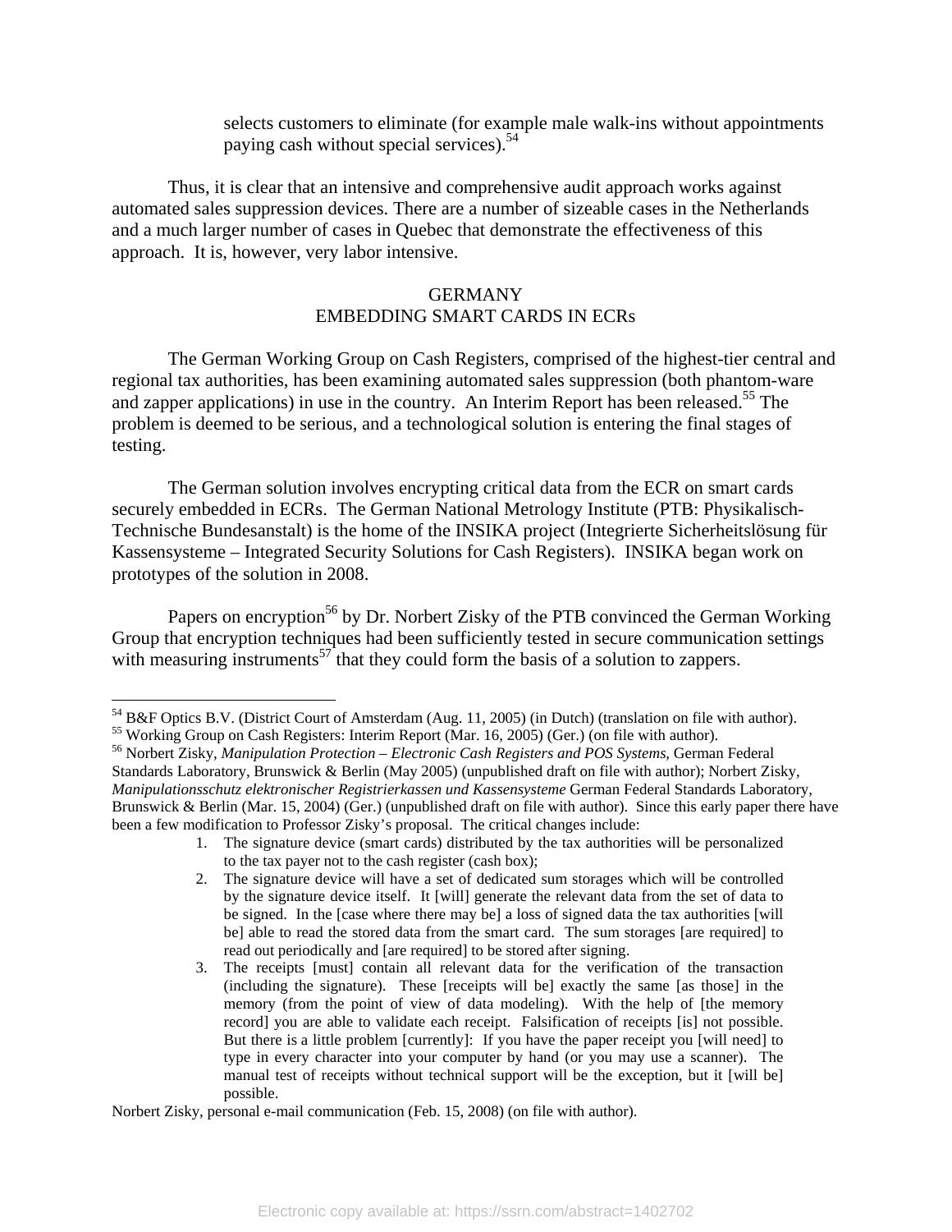selects customers to eliminate (for example male walk-ins without appointments paying cash without special services).[54]

Thus, it is clear that an intensive and comprehensive audit approach works against automated sales suppression devices. There are a number of sizeable cases in the Netherlands and a much larger number of cases in Quebec that demonstrate the effectiveness of this approach. It is, however, very labor intensive.

## GERMANY
## EMBEDDING SMART CARDS IN ECRs

The German Working Group on Cash Registers, comprised of the highest-tier central and regional tax authorities, has been examining automated sales suppression (both phantom-ware and zapper applications) in use in the country. An Interim Report has been released.[55] The problem is deemed to be serious, and a technological solution is entering the final stages of testing.

The German solution involves encrypting critical data from the ECR on smart cards securely embedded in ECRs. The German National Metrology Institute (PTB: Physikalisch-Technische Bundesanstalt) is the home of the INSIKA project (Integrierte Sicherheitslösung für Kassensysteme – Integrated Security Solutions for Cash Registers). INSIKA began work on prototypes of the solution in 2008.

Papers on encryption[56] by Dr. Norbert Zisky of the PTB convinced the German Working Group that encryption techniques had been sufficiently tested in secure communication settings with measuring instruments[57] that they could form the basis of a solution to zappers.

---

[54] B&F Optics B.V. (District Court of Amsterdam (Aug. 11, 2005) (in Dutch) (translation on file with author).

[55] Working Group on Cash Registers: Interim Report (Mar. 16, 2005) (Ger.) (on file with author).

[56] Norbert Zisky, *Manipulation Protection – Electronic Cash Registers and POS Systems*, German Federal Standards Laboratory, Brunswick & Berlin (May 2005) (unpublished draft on file with author); Norbert Zisky, *Manipulationsschutz elektronischer Registrierkassen und Kassensysteme* German Federal Standards Laboratory, Brunswick & Berlin (Mar. 15, 2004) (Ger.) (unpublished draft on file with author). Since this early paper there have been a few modification to Professor Zisky's proposal. The critical changes include:

1. The signature device (smart cards) distributed by the tax authorities will be personalized to the tax payer not to the cash register (cash box);
2. The signature device will have a set of dedicated sum storages which will be controlled by the signature device itself. It [will] generate the relevant data from the set of data to be signed. In the [case where there may be] a loss of signed data the tax authorities [will be] able to read the stored data from the smart card. The sum storages [are required] to read out periodically and [are required] to be stored after signing.
3. The receipts [must] contain all relevant data for the verification of the transaction (including the signature). These [receipts will be] exactly the same [as those] in the memory (from the point of view of data modeling). With the help of [the memory record] you are able to validate each receipt. Falsification of receipts [is] not possible. But there is a little problem [currently]: If you have the paper receipt you [will need] to type in every character into your computer by hand (or you may use a scanner). The manual test of receipts without technical support will be the exception, but it [will be] possible.

Norbert Zisky, personal e-mail communication (Feb. 15, 2008) (on file with author).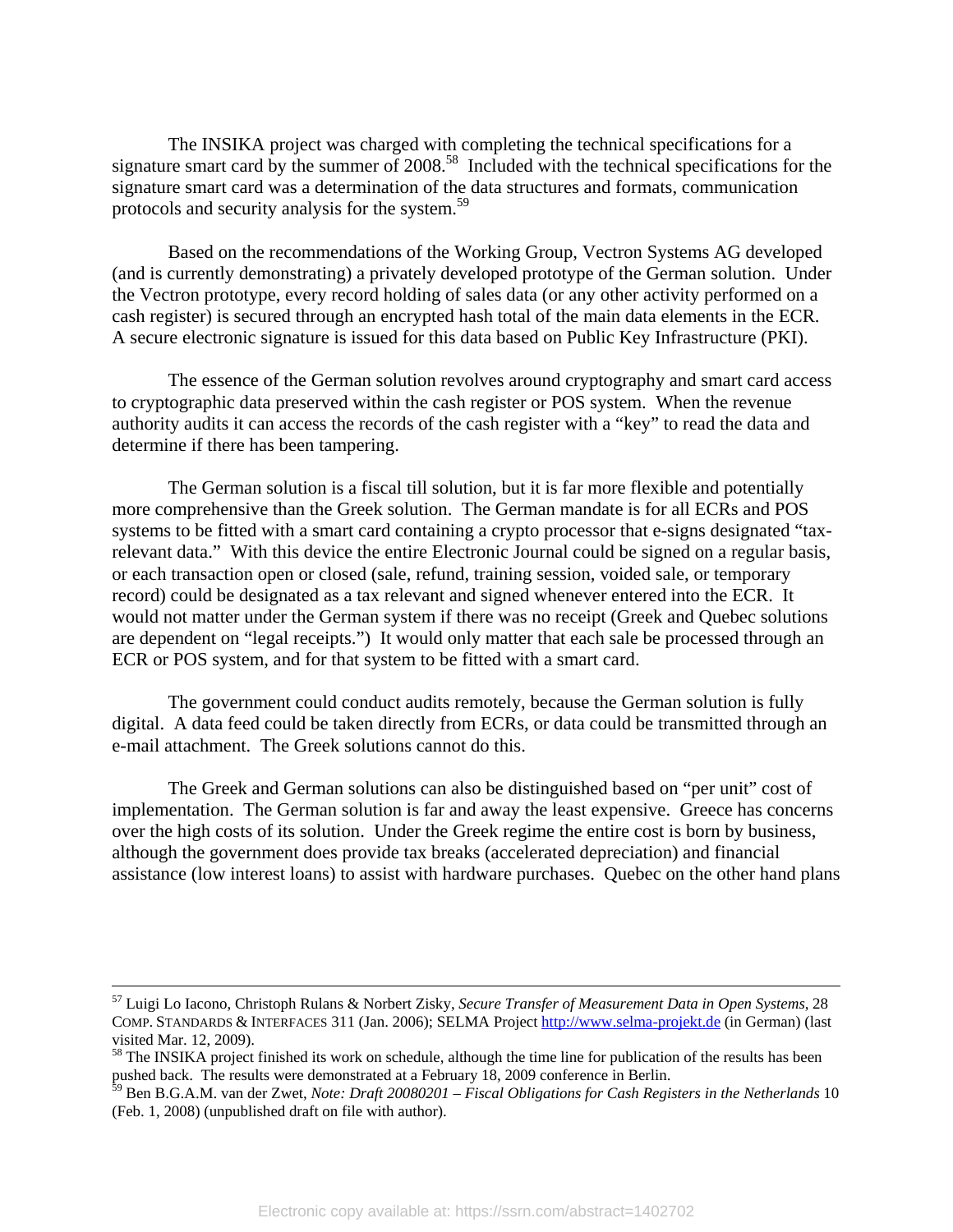The INSIKA project was charged with completing the technical specifications for a signature smart card by the summer of 2008.[58] Included with the technical specifications for the signature smart card was a determination of the data structures and formats, communication protocols and security analysis for the system.[59]

Based on the recommendations of the Working Group, Vectron Systems AG developed (and is currently demonstrating) a privately developed prototype of the German solution. Under the Vectron prototype, every record holding of sales data (or any other activity performed on a cash register) is secured through an encrypted hash total of the main data elements in the ECR. A secure electronic signature is issued for this data based on Public Key Infrastructure (PKI).

The essence of the German solution revolves around cryptography and smart card access to cryptographic data preserved within the cash register or POS system. When the revenue authority audits it can access the records of the cash register with a "key" to read the data and determine if there has been tampering.

The German solution is a fiscal till solution, but it is far more flexible and potentially more comprehensive than the Greek solution. The German mandate is for all ECRs and POS systems to be fitted with a smart card containing a crypto processor that e-signs designated "tax-relevant data." With this device the entire Electronic Journal could be signed on a regular basis, or each transaction open or closed (sale, refund, training session, voided sale, or temporary record) could be designated as a tax relevant and signed whenever entered into the ECR. It would not matter under the German system if there was no receipt (Greek and Quebec solutions are dependent on "legal receipts.") It would only matter that each sale be processed through an ECR or POS system, and for that system to be fitted with a smart card.

The government could conduct audits remotely, because the German solution is fully digital. A data feed could be taken directly from ECRs, or data could be transmitted through an e-mail attachment. The Greek solutions cannot do this.

The Greek and German solutions can also be distinguished based on "per unit" cost of implementation. The German solution is far and away the least expensive. Greece has concerns over the high costs of its solution. Under the Greek regime the entire cost is born by business, although the government does provide tax breaks (accelerated depreciation) and financial assistance (low interest loans) to assist with hardware purchases. Quebec on the other hand plans

---

[57] Luigi Lo Iacono, Christoph Rulans & Norbert Zisky, *Secure Transfer of Measurement Data in Open Systems*, 28 COMP. STANDARDS & INTERFACES 311 (Jan. 2006); SELMA Project http://www.selma-projekt.de (in German) (last visited Mar. 12, 2009).

[58] The INSIKA project finished its work on schedule, although the time line for publication of the results has been pushed back. The results were demonstrated at a February 18, 2009 conference in Berlin.

[59] Ben B.G.A.M. van der Zwet, *Note: Draft 20080201 – Fiscal Obligations for Cash Registers in the Netherlands* 10 (Feb. 1, 2008) (unpublished draft on file with author).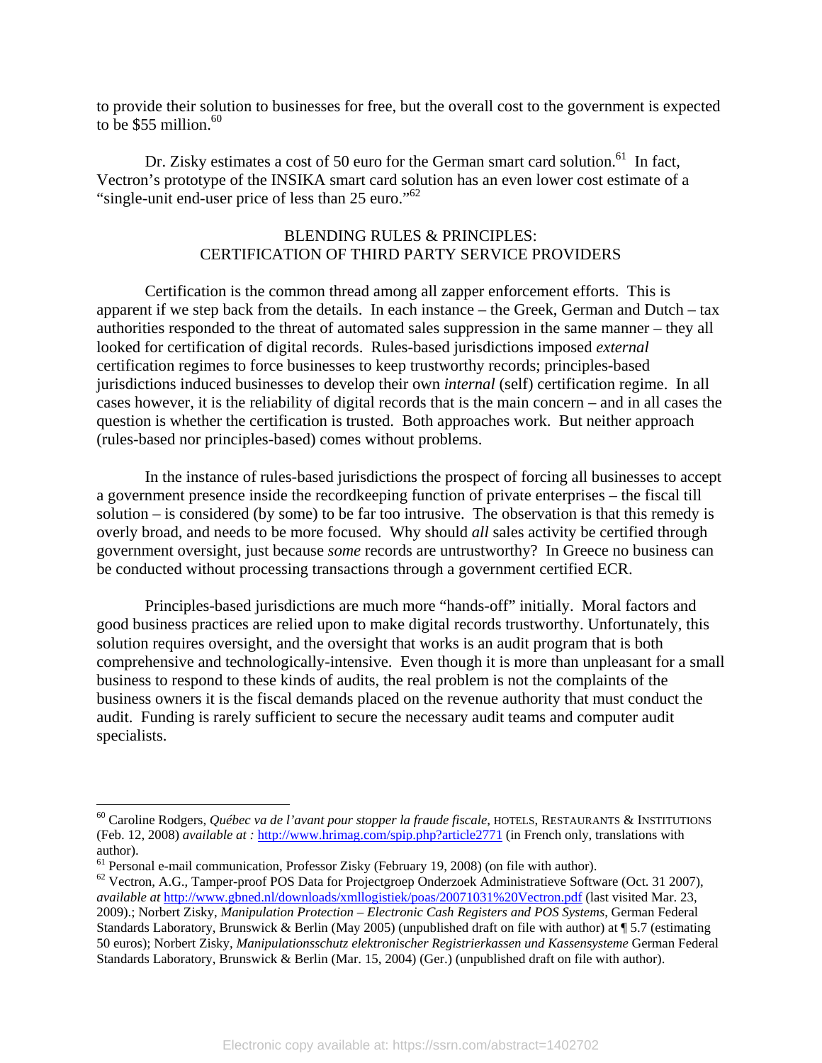to provide their solution to businesses for free, but the overall cost to the government is expected to be $55 million.[60]

Dr. Zisky estimates a cost of 50 euro for the German smart card solution.[61] In fact, Vectron's prototype of the INSIKA smart card solution has an even lower cost estimate of a "single-unit end-user price of less than 25 euro."[62]

## BLENDING RULES & PRINCIPLES: CERTIFICATION OF THIRD PARTY SERVICE PROVIDERS

Certification is the common thread among all zapper enforcement efforts. This is apparent if we step back from the details. In each instance – the Greek, German and Dutch – tax authorities responded to the threat of automated sales suppression in the same manner – they all looked for certification of digital records. Rules-based jurisdictions imposed *external* certification regimes to force businesses to keep trustworthy records; principles-based jurisdictions induced businesses to develop their own *internal* (self) certification regime. In all cases however, it is the reliability of digital records that is the main concern – and in all cases the question is whether the certification is trusted. Both approaches work. But neither approach (rules-based nor principles-based) comes without problems.

In the instance of rules-based jurisdictions the prospect of forcing all businesses to accept a government presence inside the recordkeeping function of private enterprises – the fiscal till solution – is considered (by some) to be far too intrusive. The observation is that this remedy is overly broad, and needs to be more focused. Why should *all* sales activity be certified through government oversight, just because *some* records are untrustworthy? In Greece no business can be conducted without processing transactions through a government certified ECR.

Principles-based jurisdictions are much more "hands-off" initially. Moral factors and good business practices are relied upon to make digital records trustworthy. Unfortunately, this solution requires oversight, and the oversight that works is an audit program that is both comprehensive and technologically-intensive. Even though it is more than unpleasant for a small business to respond to these kinds of audits, the real problem is not the complaints of the business owners it is the fiscal demands placed on the revenue authority that must conduct the audit. Funding is rarely sufficient to secure the necessary audit teams and computer audit specialists.

---

[60] Caroline Rodgers, *Québec va de l'avant pour stopper la fraude fiscale*, HOTELS, RESTAURANTS & INSTITUTIONS (Feb. 12, 2008) *available at :* http://www.hrimag.com/spip.php?article2771 (in French only, translations with author).

[61] Personal e-mail communication, Professor Zisky (February 19, 2008) (on file with author).

[62] Vectron, A.G., Tamper-proof POS Data for Projectgroep Onderzoek Administratieve Software (Oct. 31 2007), *available at* http://www.gbned.nl/downloads/xmllogistiek/poas/20071031%20Vectron.pdf (last visited Mar. 23, 2009).; Norbert Zisky, *Manipulation Protection – Electronic Cash Registers and POS Systems*, German Federal Standards Laboratory, Brunswick & Berlin (May 2005) (unpublished draft on file with author) at ¶ 5.7 (estimating 50 euros); Norbert Zisky, *Manipulationsschutz elektronischer Registrierkassen und Kassensysteme* German Federal Standards Laboratory, Brunswick & Berlin (Mar. 15, 2004) (Ger.) (unpublished draft on file with author).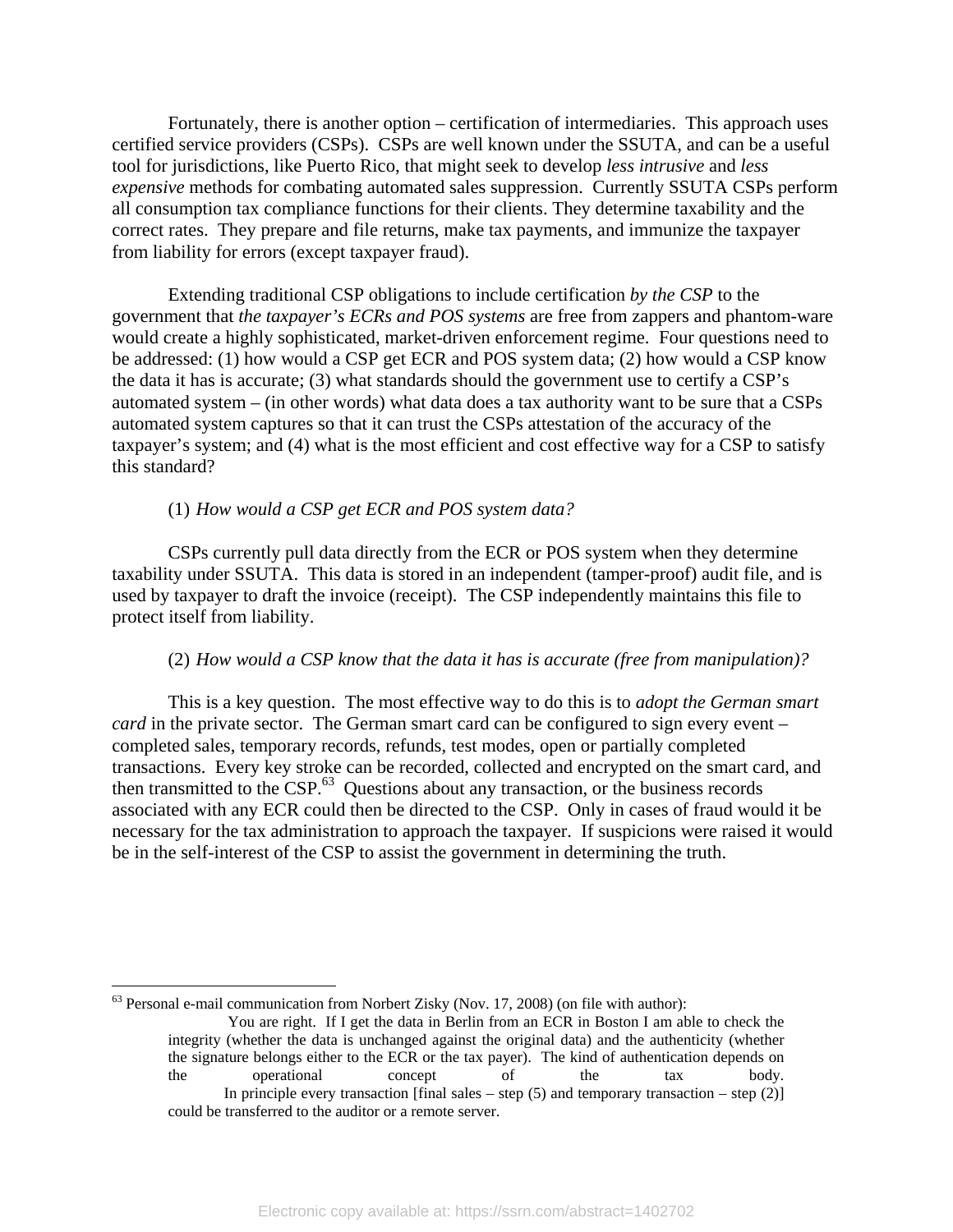Fortunately, there is another option – certification of intermediaries. This approach uses certified service providers (CSPs). CSPs are well known under the SSUTA, and can be a useful tool for jurisdictions, like Puerto Rico, that might seek to develop *less intrusive* and *less expensive* methods for combating automated sales suppression. Currently SSUTA CSPs perform all consumption tax compliance functions for their clients. They determine taxability and the correct rates. They prepare and file returns, make tax payments, and immunize the taxpayer from liability for errors (except taxpayer fraud).

Extending traditional CSP obligations to include certification *by the CSP* to the government that *the taxpayer's ECRs and POS systems* are free from zappers and phantom-ware would create a highly sophisticated, market-driven enforcement regime. Four questions need to be addressed: (1) how would a CSP get ECR and POS system data; (2) how would a CSP know the data it has is accurate; (3) what standards should the government use to certify a CSP's automated system – (in other words) what data does a tax authority want to be sure that a CSPs automated system captures so that it can trust the CSPs attestation of the accuracy of the taxpayer's system; and (4) what is the most efficient and cost effective way for a CSP to satisfy this standard?

(1) *How would a CSP get ECR and POS system data?*

CSPs currently pull data directly from the ECR or POS system when they determine taxability under SSUTA. This data is stored in an independent (tamper-proof) audit file, and is used by taxpayer to draft the invoice (receipt). The CSP independently maintains this file to protect itself from liability.

(2) *How would a CSP know that the data it has is accurate (free from manipulation)?*

This is a key question. The most effective way to do this is to *adopt the German smart card* in the private sector. The German smart card can be configured to sign every event – completed sales, temporary records, refunds, test modes, open or partially completed transactions. Every key stroke can be recorded, collected and encrypted on the smart card, and then transmitted to the CSP.[63] Questions about any transaction, or the business records associated with any ECR could then be directed to the CSP. Only in cases of fraud would it be necessary for the tax administration to approach the taxpayer. If suspicions were raised it would be in the self-interest of the CSP to assist the government in determining the truth.

---

[63] Personal e-mail communication from Norbert Zisky (Nov. 17, 2008) (on file with author):

> You are right. If I get the data in Berlin from an ECR in Boston I am able to check the integrity (whether the data is unchanged against the original data) and the authenticity (whether the signature belongs either to the ECR or the tax payer). The kind of authentication depends on the operational concept of the tax body.
>
> In principle every transaction [final sales – step (5) and temporary transaction – step (2)] could be transferred to the auditor or a remote server.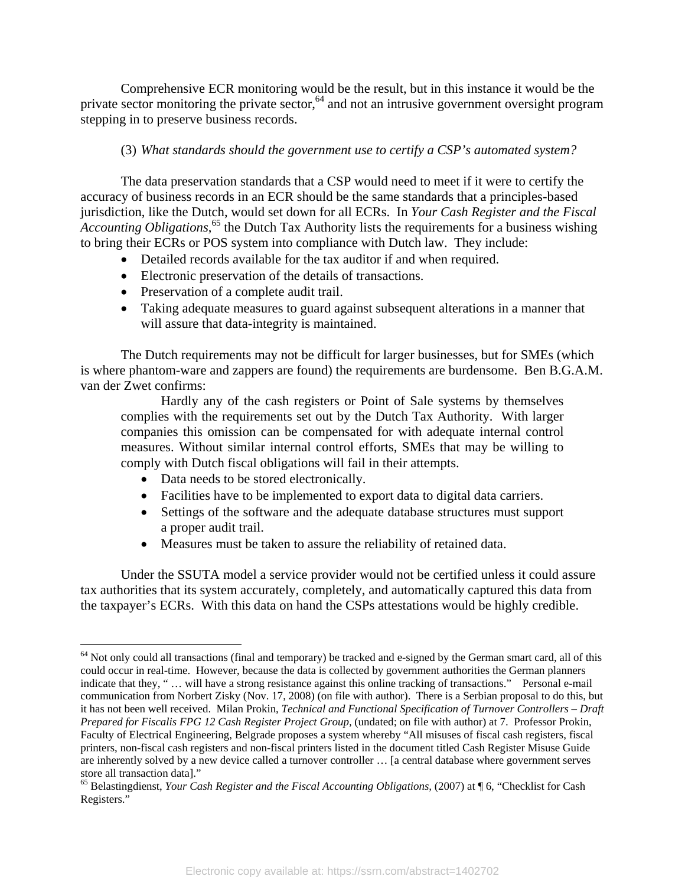Comprehensive ECR monitoring would be the result, but in this instance it would be the private sector monitoring the private sector,[64] and not an intrusive government oversight program stepping in to preserve business records.

(3) *What standards should the government use to certify a CSP's automated system?*

The data preservation standards that a CSP would need to meet if it were to certify the accuracy of business records in an ECR should be the same standards that a principles-based jurisdiction, like the Dutch, would set down for all ECRs. In *Your Cash Register and the Fiscal Accounting Obligations*,[65] the Dutch Tax Authority lists the requirements for a business wishing to bring their ECRs or POS system into compliance with Dutch law. They include:

- Detailed records available for the tax auditor if and when required.
- Electronic preservation of the details of transactions.
- Preservation of a complete audit trail.
- Taking adequate measures to guard against subsequent alterations in a manner that will assure that data-integrity is maintained.

The Dutch requirements may not be difficult for larger businesses, but for SMEs (which is where phantom-ware and zappers are found) the requirements are burdensome. Ben B.G.A.M. van der Zwet confirms:

> Hardly any of the cash registers or Point of Sale systems by themselves complies with the requirements set out by the Dutch Tax Authority. With larger companies this omission can be compensated for with adequate internal control measures. Without similar internal control efforts, SMEs that may be willing to comply with Dutch fiscal obligations will fail in their attempts.
>
> - Data needs to be stored electronically.
> - Facilities have to be implemented to export data to digital data carriers.
> - Settings of the software and the adequate database structures must support a proper audit trail.
> - Measures must be taken to assure the reliability of retained data.

Under the SSUTA model a service provider would not be certified unless it could assure tax authorities that its system accurately, completely, and automatically captured this data from the taxpayer's ECRs. With this data on hand the CSPs attestations would be highly credible.

---

[64] Not only could all transactions (final and temporary) be tracked and e-signed by the German smart card, all of this could occur in real-time. However, because the data is collected by government authorities the German planners indicate that they, " … will have a strong resistance against this online tracking of transactions." Personal e-mail communication from Norbert Zisky (Nov. 17, 2008) (on file with author). There is a Serbian proposal to do this, but it has not been well received. Milan Prokin, *Technical and Functional Specification of Turnover Controllers – Draft Prepared for Fiscalis FPG 12 Cash Register Project Group*, (undated; on file with author) at 7. Professor Prokin, Faculty of Electrical Engineering, Belgrade proposes a system whereby "All misuses of fiscal cash registers, fiscal printers, non-fiscal cash registers and non-fiscal printers listed in the document titled Cash Register Misuse Guide are inherently solved by a new device called a turnover controller … [a central database where government serves store all transaction data]."

[65] Belastingdienst, *Your Cash Register and the Fiscal Accounting Obligations*, (2007) at ¶ 6, "Checklist for Cash Registers."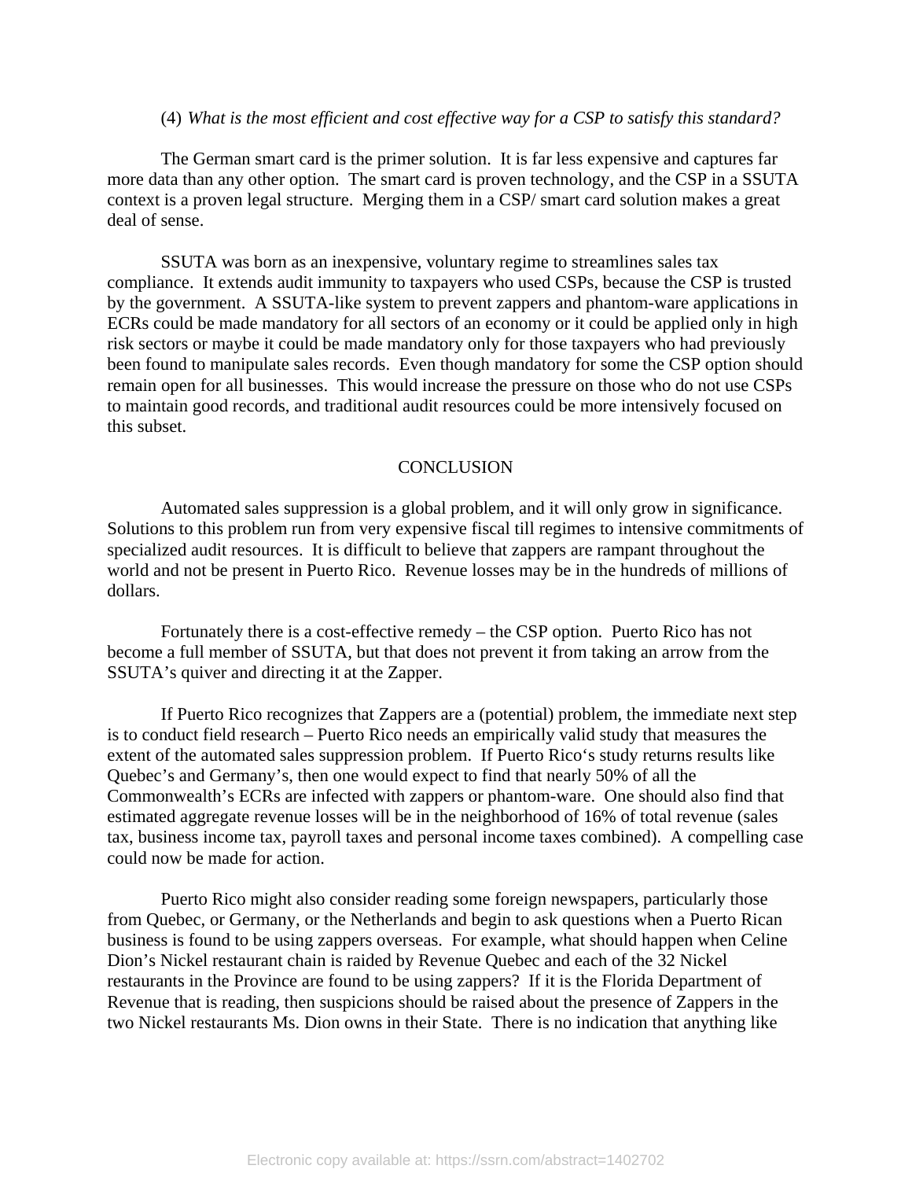(4) *What is the most efficient and cost effective way for a CSP to satisfy this standard?*

The German smart card is the primer solution. It is far less expensive and captures far more data than any other option. The smart card is proven technology, and the CSP in a SSUTA context is a proven legal structure. Merging them in a CSP/ smart card solution makes a great deal of sense.

SSUTA was born as an inexpensive, voluntary regime to streamlines sales tax compliance. It extends audit immunity to taxpayers who used CSPs, because the CSP is trusted by the government. A SSUTA-like system to prevent zappers and phantom-ware applications in ECRs could be made mandatory for all sectors of an economy or it could be applied only in high risk sectors or maybe it could be made mandatory only for those taxpayers who had previously been found to manipulate sales records. Even though mandatory for some the CSP option should remain open for all businesses. This would increase the pressure on those who do not use CSPs to maintain good records, and traditional audit resources could be more intensively focused on this subset.

## CONCLUSION

Automated sales suppression is a global problem, and it will only grow in significance. Solutions to this problem run from very expensive fiscal till regimes to intensive commitments of specialized audit resources. It is difficult to believe that zappers are rampant throughout the world and not be present in Puerto Rico. Revenue losses may be in the hundreds of millions of dollars.

Fortunately there is a cost-effective remedy – the CSP option. Puerto Rico has not become a full member of SSUTA, but that does not prevent it from taking an arrow from the SSUTA's quiver and directing it at the Zapper.

If Puerto Rico recognizes that Zappers are a (potential) problem, the immediate next step is to conduct field research – Puerto Rico needs an empirically valid study that measures the extent of the automated sales suppression problem. If Puerto Rico's study returns results like Quebec's and Germany's, then one would expect to find that nearly 50% of all the Commonwealth's ECRs are infected with zappers or phantom-ware. One should also find that estimated aggregate revenue losses will be in the neighborhood of 16% of total revenue (sales tax, business income tax, payroll taxes and personal income taxes combined). A compelling case could now be made for action.

Puerto Rico might also consider reading some foreign newspapers, particularly those from Quebec, or Germany, or the Netherlands and begin to ask questions when a Puerto Rican business is found to be using zappers overseas. For example, what should happen when Celine Dion's Nickel restaurant chain is raided by Revenue Quebec and each of the 32 Nickel restaurants in the Province are found to be using zappers? If it is the Florida Department of Revenue that is reading, then suspicions should be raised about the presence of Zappers in the two Nickel restaurants Ms. Dion owns in their State. There is no indication that anything like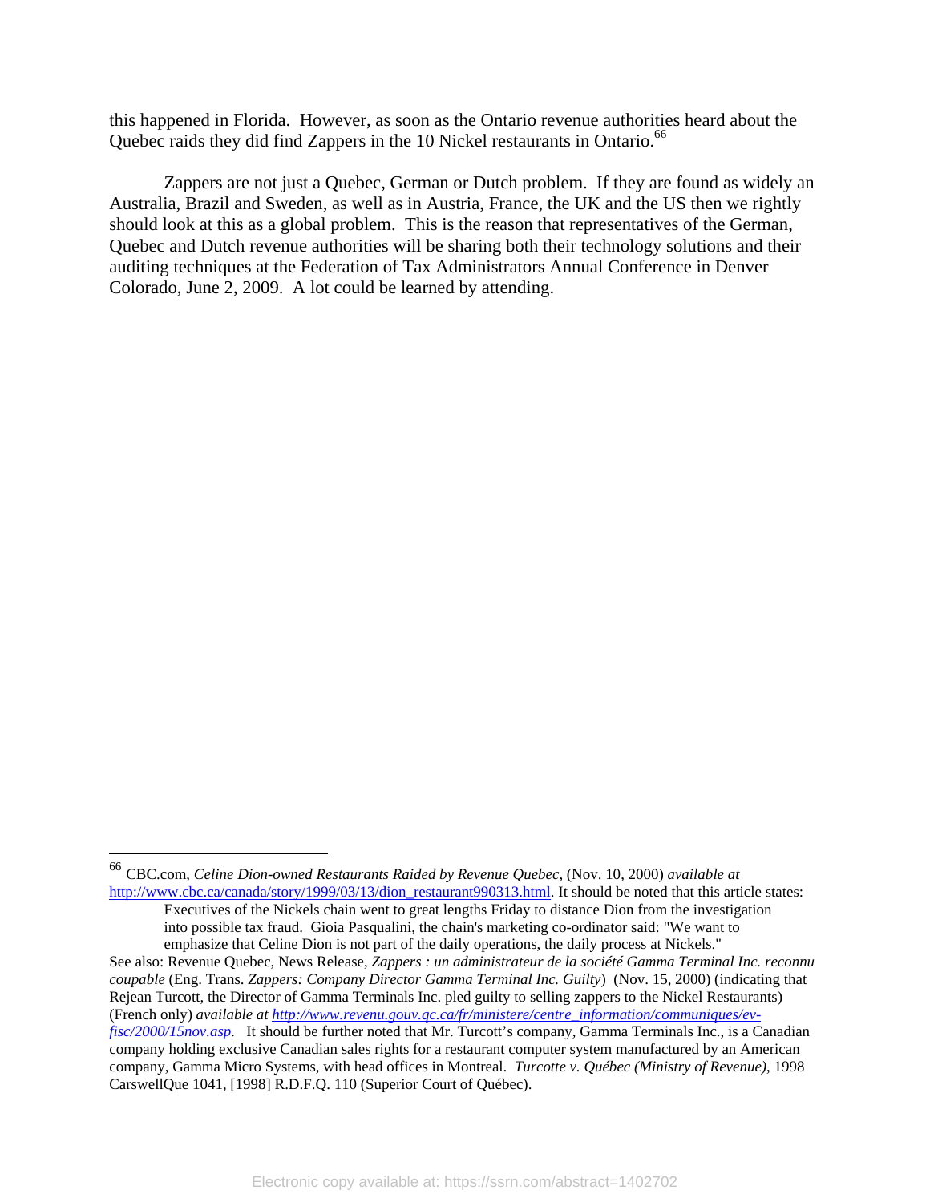this happened in Florida. However, as soon as the Ontario revenue authorities heard about the Quebec raids they did find Zappers in the 10 Nickel restaurants in Ontario.[66]

Zappers are not just a Quebec, German or Dutch problem. If they are found as widely an Australia, Brazil and Sweden, as well as in Austria, France, the UK and the US then we rightly should look at this as a global problem. This is the reason that representatives of the German, Quebec and Dutch revenue authorities will be sharing both their technology solutions and their auditing techniques at the Federation of Tax Administrators Annual Conference in Denver Colorado, June 2, 2009. A lot could be learned by attending.

---

[66] CBC.com, *Celine Dion-owned Restaurants Raided by Revenue Quebec*, (Nov. 10, 2000) *available at* http://www.cbc.ca/canada/story/1999/03/13/dion_restaurant990313.html. It should be noted that this article states:

> Executives of the Nickels chain went to great lengths Friday to distance Dion from the investigation into possible tax fraud. Gioia Pasqualini, the chain's marketing co-ordinator said: "We want to emphasize that Celine Dion is not part of the daily operations, the daily process at Nickels."

See also: Revenue Quebec, News Release, *Zappers : un administrateur de la société Gamma Terminal Inc. reconnu coupable* (Eng. Trans. *Zappers: Company Director Gamma Terminal Inc. Guilty*) (Nov. 15, 2000) (indicating that Rejean Turcott, the Director of Gamma Terminals Inc. pled guilty to selling zappers to the Nickel Restaurants) (French only) *available at http://www.revenu.gouv.qc.ca/fr/ministere/centre_information/communiques/ev-fisc/2000/15nov.asp*. It should be further noted that Mr. Turcott's company, Gamma Terminals Inc., is a Canadian company holding exclusive Canadian sales rights for a restaurant computer system manufactured by an American company, Gamma Micro Systems, with head offices in Montreal. *Turcotte v. Québec (Ministry of Revenue)*, 1998 CarswellQue 1041, [1998] R.D.F.Q. 110 (Superior Court of Québec).